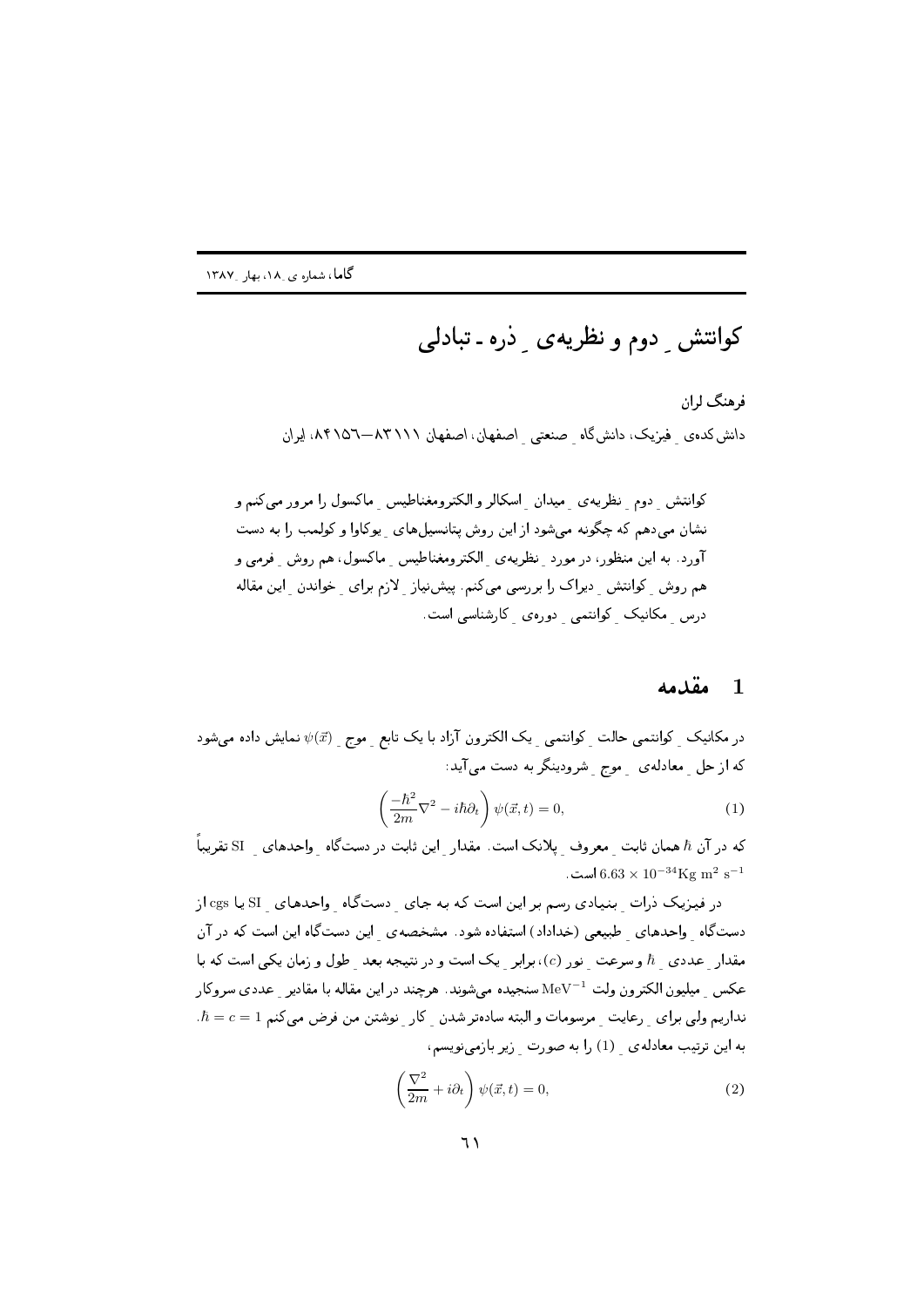# کوانتش ِ دوم و نظریه‌ی ِ ذره ـ تبادلی

فرهنگ لران

دانش‌کده‌ی ِ فیزیک، دانش‌گاه ِ صنعتی ِ اصفهان، اصفهان ۸۳۱۱۱—۸۴۱۵۶، ایران

کوانتش ِ دوم ِ نظریه‌ی ِ میدان ِ اسکالر و الکترومغناطیس ِ ماکسول را مرور می‌کنم و نشان می‌دهم که چگونه می‌شود از این روش پتانسیل‌های ِ یوکاوا و کولمب را به دست آورد. به این منظور، در مورد ِ نظریه‌ی ِ الکترومغناطیس ِ ماکسول، هم روش ِ فرمی و هم روش ِ کوانتش ِ دیراک را بررسی می‌کنم. پیش‌نیاز ِ لازم برای ِ خواندن ِ این مقاله درس ِ مکانیک ِ کوانتمی ِ دوره‌ی ِ کارشناسی است.

## 1 مقدمه

در مکانیک ِ کوانتمی حالت ِ کوانتمی ِ یک الکترون آزاد با یک تابع ِ موج ِ $\psi(\vec{x})$ نمایش داده می‌شود که از حل ِ معادله‌ی ِ موج ِ شرودینگر به دست می‌آید:

$$\left(\frac{-\hbar^2}{2m}\nabla^2 - i\hbar\partial_t\right)\psi(\vec{x},t) = 0, \tag{1}$$

که در آن $\hbar$ همان ثابت ِ معروف ِ پلانک است. مقدار ِ این ثابت در دستگاه ِ واحدهای ِ SI تقریباً $6.63 \times 10^{-34}\mathrm{Kg\ m^2\ s^{-1}}$ است.

در فیزیک ذرات ِ بنیادی رسم بر این است که به جای ِ دستگاه ِ واحدهای ِ SI یا cgs از دستگاه ِ واحدهای ِ طبیعی (خداداد) استفاده شود. مشخصه‌ی ِ این دستگاه این است که در آن مقدار ِ عددی ِ $\hbar$ و سرعت ِ نور ($c$)، برابر ِ یک است و در نتیجه بعد ِ طول و زمان یکی است که با عکس ِ میلیون الکترون ولت $\mathrm{MeV}^{-1}$ سنجیده می‌شوند. هرچند در این مقاله با مقادیر ِ عددی سروکار نداریم ولی برای ِ رعایت ِ مرسومات و البته ساده‌تر شدن ِ کار ِ نوشتن من فرض می‌کنم $\hbar = c = 1$.
به این ترتیب معادله‌ی ِ (1) را به صورت ِ زیر بازمی‌نویسم،

$$\left(\frac{\nabla^2}{2m} + i\partial_t\right)\psi(\vec{x},t) = 0, \tag{2}$$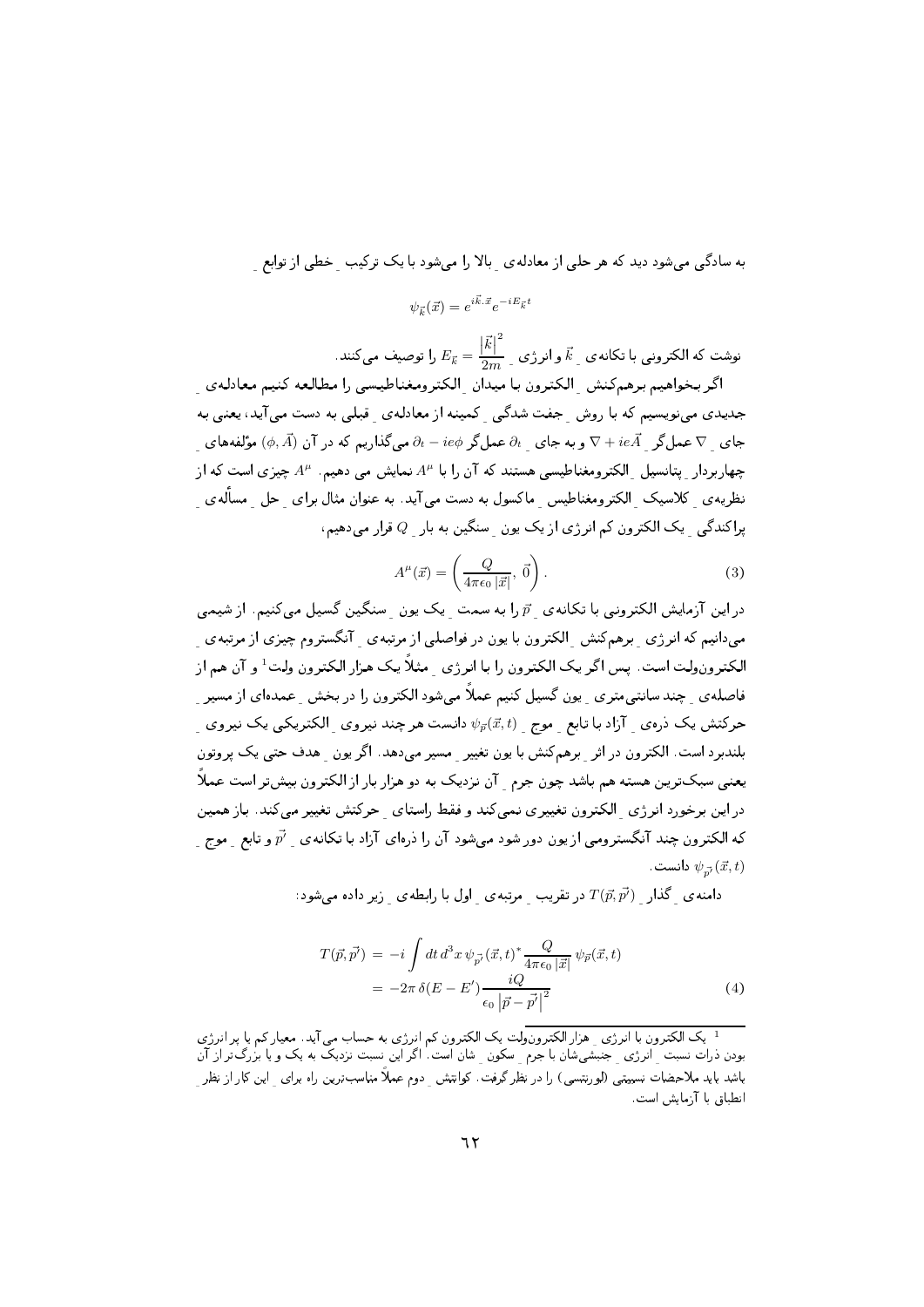به سادگی می‌شود دید که هر حلی از معادله‌ی بالا را می‌شود با یک ترکیب خطی از توابع

$$\psi_{\vec{k}}(\vec{x}) = e^{i\vec{k}.\vec{x}} e^{-iE_{\vec{k}}t}$$

نوشت که الکترونی با تکانه‌ی $\vec{k}$ و انرژی $E_{\vec{k}} = \frac{|\vec{k}|^2}{2m}$ را توصیف می‌کنند.

اگر بخواهیم برهم‌کنش الکترون با میدان الکترومغناطیسی را مطالعه کنیم معادله‌ی جدیدی می‌نویسیم که با روش جفت شدگی کمینه از معادله‌ی قبلی به دست می‌آید، یعنی به جای $\nabla$ عمل‌گر $\nabla + ie\vec{A}$ و به جای $\partial_t$ عمل‌گر $\partial_t - ie\phi$ می‌گذاریم که در آن $(\phi, \vec{A})$ مؤلفه‌های چهاربردار پتانسیل الکترومغناطیسی هستند که آن را با $A^\mu$ نمایش می دهیم. $A^\mu$ چیزی است که از نظریه‌ی کلاسیک الکترومغناطیس ماکسول به دست می‌آید. به عنوان مثال برای حل مسأله‌ی پراکندگی یک الکترون کم انرژی از یک یون سنگین به بار $Q$ قرار می‌دهیم،

$$A^\mu(\vec{x}) = \left( \frac{Q}{4\pi\epsilon_0 |\vec{x}|},\ \vec{0} \right). \tag{3}$$

در این آزمایش الکترونی با تکانه‌ی $\vec{p}$ را به سمت یک یون سنگین گسیل می‌کنیم. از شیمی می‌دانیم که انرژی برهم‌کنش الکترون با یون در فواصلی از مرتبه‌ی آنگستروم چیزی از مرتبه‌ی الکترون‌ولت است. پس اگر یک الکترون را با انرژی مثلاً یک هزار الکترون ولت[1] و آن هم از فاصله‌ی چند سانتی‌متری یون گسیل کنیم عملاً می‌شود الکترون را در بخش عمده‌ای از مسیر حرکتش یک ذره‌ی آزاد با تابع موج $\psi_{\vec{p}}(\vec{x}, t)$ دانست هر چند نیروی الکتریکی یک نیروی بلندبرد است. الکترون در اثر برهم‌کنش با یون تغییر مسیر می‌دهد. اگر یون هدف حتی یک پروتون یعنی سبک‌ترین هسته هم باشد چون جرم آن نزدیک به دو هزار بار از الکترون بیش‌تر است عملاً در این برخورد انرژی الکترون تغییری نمی‌کند و فقط راستای حرکتش تغییر می‌کند. باز همین که الکترون چند آنگسترومی از یون دور شود می‌شود آن را ذره‌ای آزاد با تکانه‌ی $\vec{p'}$ و تابع موج $\psi_{\vec{p'}}(\vec{x}, t)$ دانست.

دامنه‌ی گذار $T(\vec{p}, \vec{p'})$ در تقریب مرتبه‌ی اول با رابطه‌ی زیر داده می‌شود:

$$\begin{aligned} T(\vec{p}, \vec{p'}) &= -i \int dt\, d^3x\, \psi_{\vec{p'}}(\vec{x}, t)^* \frac{Q}{4\pi\epsilon_0 |\vec{x}|}\, \psi_{\vec{p}}(\vec{x}, t) \\ &= -2\pi\, \delta(E - E') \frac{iQ}{\epsilon_0 |\vec{p} - \vec{p'}|^2} \end{aligned} \tag{4}$$

---

[1] یک الکترون با انرژی هزار الکترون‌ولت یک الکترون کم انرژی به حساب می‌آید. معیار کم یا پرانرژی بودن ذرات نسبت انرژی جنبشی‌شان با جرم سکون شان است. اگر این نسبت نزدیک به یک و یا بزرگ‌تر از آن باشد باید ملاحضات نسبیتی (لورنتسی) را در نظر گرفت. کوانتش دوم عملاً مناسب‌ترین راه برای این کار از نظر انطباق با آزمایش است.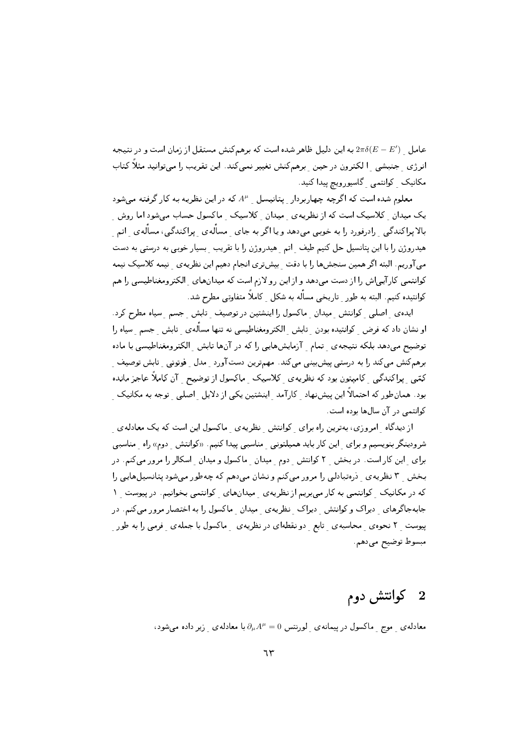عامل ِ $2\pi\delta(E - E')$ به این دلیل ظاهر شده است که برهم‌کنش مستقل از زمان است و در نتیجه انرژی ِ جنبشی ِ ا لکترون در حین ِ برهم‌کنش تغییر نمی‌کند. این تقریب را می‌توانید مثلاً کتاب مکانیک ِ کوانتمی ِ گاسیوروییچ پیدا کنید.

معلوم شده است که اگرچه چهاربردار ِ پتانسیل ِ $A^\mu$ که در این نظریه به کار گرفته می‌شود یک میدان ِ کلاسیک است که از نظریه‌ی ِ میدان ِ کلاسیک ِ ماکسول حساب می‌شود اما روش ِ بالا پراکندگی ِ رادرفورد را به خوبی می‌دهد و یا اگر به جای ِ مسأله‌ی ِ پراکندگی، مسأله‌ی ِ اتم ِ هیدروژن را با این پتانسیل حل کنیم طیف ِ اتم ِ هیدروژن را با تقریب ِ بسیار خوبی به درستی به دست می‌آوریم. البته اگر همین سنجش‌ها را با دقت ِ بیش‌تری انجام دهیم این نظریه‌ی ِ نیمه کلاسیک نیمه کوانتمی کارآیی‌اش را از دست می‌دهد و از این رو لازم است که میدان‌های ِ الکترومغناطیسی را هم کوانتیده کنیم. البته به طور ِ تاریخی مسأله به شکل ِ کاملاً متفاوتی مطرح شد.

ایده‌ی ِ اصلی ِ کوانتش ِ میدان ِ ماکسول را اینشتین در توصیف ِ تابش ِ جسم ِ سیاه مطرح کرد. او نشان داد که فرض ِ کوانتیده بودن ِ تابش ِ الکترومغناطیسی نه تنها مسأله‌ی ِ تابش ِ جسم ِ سیاه را توضیح می‌دهد بلکه نتیجه‌ی ِ تمام ِ آزمایش‌هایی را که در آن‌ها تابش ِ الکترومغناطیسی با ماده برهم‌کنش می‌کند را به درستی پیش‌بینی می‌کند. مهم‌ترین دست‌آورد ِ مدل ِ فوتونی ِ تابش توصیف ِ کمّی ِ پراکندگی ِ کامپتون بود که نظریه‌ی ِ کلاسیک ِ ماکسول از توضیح ِ آن کاملاً عاجز مانده بود. همان‌طور که احتمالاً این پیش‌نهاد ِ کارآمد ِ اینشتین یکی از دلایل ِ اصلی ِ توجه به مکانیک ِ کوانتمی در آن سال‌ها بوده است.

از دیدگاه ِ امروزی، بهترین راه برای ِ کوانتش ِ نظریه‌ی ِ ماکسول این است که یک معادله‌ی ِ شرودینگر بنویسیم و برای ِ این کار باید همیلتونی ِ مناسبی پیدا کنیم. «کوانتش ِ دوم» راه ِ مناسبی برای ِ این کار است. در بخش ِ ۲ کوانتش ِ دوم ِ میدان ِ ماکسول و میدان ِ اسکالر را مرور می‌کنم. در بخش ِ ۳ نظریه‌ی ِ ذره‌تبادلی را مرور می‌کنم و نشان می‌دهم که چه‌طور می‌شود پتانسیل‌هایی را که در مکانیک ِ کوانتمی به کار می‌بریم از نظریه‌ی ِ میدان‌های ِ کوانتمی بخوانیم. در پیوست ِ ۱ جابه‌جاگرهای ِ دیراک و کوانتش ِ دیراک ِ نظریه‌ی ِ میدان ِ ماکسول را به اختصار مرور می‌کنم. در پیوست ِ ۲ نحوه‌ی ِ محاسبه‌ی ِ تابع ِ دو نقطه‌ای در نظریه‌ی ِ ماکسول با جمله‌ی ِ فرمی را به طور ِ مبسوط توضیح می‌دهم.

## 2 کوانتش دوم

معادله‌ی ِ موج ِ ماکسول در پیمانه‌ی ِ لورنتس $\partial_\mu A^\mu = 0$ با معادله‌ی ِ زیر داده می‌شود،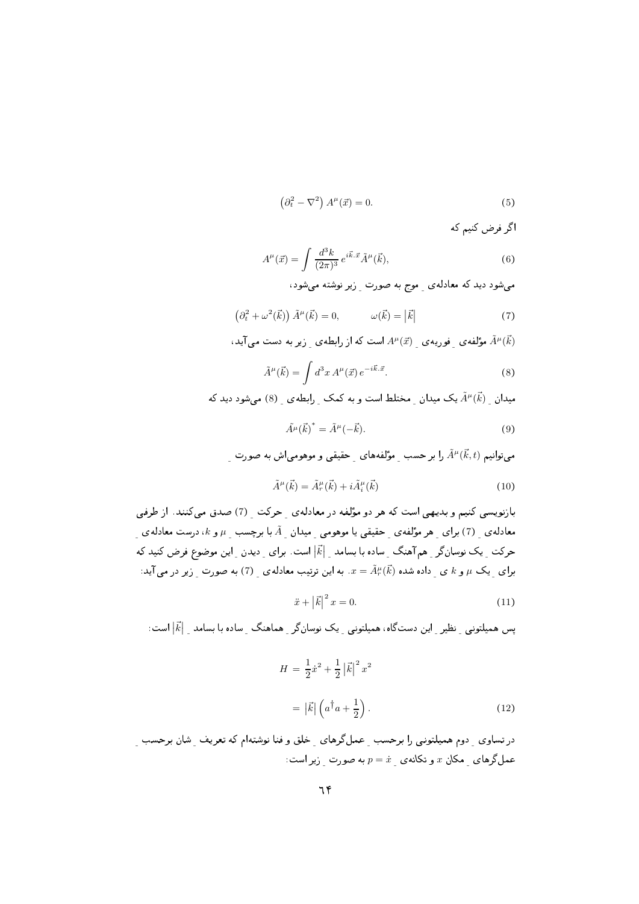$$\left(\partial_t^2 - \nabla^2\right) A^\mu(\vec{x}) = 0. \tag{5}$$

اگر فرض کنیم که

$$A^\mu(\vec{x}) = \int \frac{d^3k}{(2\pi)^3}\, e^{i\vec{k}.\vec{x}} \tilde{A}^\mu(\vec{k}), \tag{6}$$

می‌شود دید که معادله‌ی ِ موج به صورت ِ زیر نوشته می‌شود،

$$\left(\partial_t^2 + \omega^2(\vec{k})\right) \tilde{A}^\mu(\vec{k}) = 0, \qquad \omega(\vec{k}) = \left|\vec{k}\right| \tag{7}$$

$\tilde{A}^\mu(\vec{k})$ مؤلفه‌ی ِ فوریه‌ی ِ $A^\mu(\vec{x})$ است که از رابطه‌ی ِ زیر به دست می‌آید،

$$\tilde{A}^\mu(\vec{k}) = \int d^3x\, A^\mu(\vec{x})\, e^{-i\vec{k}.\vec{x}}. \tag{8}$$

میدان ِ $\tilde{A}^\mu(\vec{k})$ یک میدان ِ مختلط است و به کمک ِ رابطه‌ی ِ (8) می‌شود دید که

$$\tilde{A}^\mu(\vec{k})^* = \tilde{A}^\mu(-\vec{k}). \tag{9}$$

می‌توانیم $\tilde{A}^\mu(\vec{k},t)$ را بر حسب ِ مؤلفه‌های ِ حقیقی و موهومی‌اش به صورت ِ

$$\tilde{A}^\mu(\vec{k}) = \tilde{A}_r^\mu(\vec{k}) + i\tilde{A}_i^\mu(\vec{k}) \tag{10}$$

بازنویسی کنیم و بدیهی است که هر دو مؤلفه در معادله‌ی ِ حرکت ِ (7) صدق می‌کنند. از طرفی معادله‌ی ِ (7) برای ِ هر مؤلفه‌ی ِ حقیقی یا موهومی ِ میدان ِ $\tilde{A}$ با برچسب ِ $\mu$ و $k$، درست معادله‌ی ِ حرکت ِ یک نوسان‌گر ِ هم‌آهنگ ِ ساده با بسامد ِ $|\vec{k}|$ است. برای ِ دیدن ِ این موضوع فرض کنید که برای ِ یک $\mu$ و $k$ ی ِ داده شده $x = \tilde{A}_r^\mu(\vec{k})$. به این ترتیب معادله‌ی ِ (7) به صورت ِ زیر در می‌آید:

$$\ddot{x} + \left|\vec{k}\right|^2 x = 0. \tag{11}$$

پس همیلتونی ِ نظیر ِ این دستگاه، همیلتونی ِ یک نوسان‌گر ِ هماهنگ ِ ساده با بسامد ِ $|\vec{k}|$ است:

$$\begin{aligned} H &= \frac{1}{2}\dot{x}^2 + \frac{1}{2}\left|\vec{k}\right|^2 x^2 \\ &= \left|\vec{k}\right| \left(a^\dagger a + \frac{1}{2}\right). \end{aligned} \tag{12}$$

در تساوی ِ دوم همیلتونی را برحسب ِ عمل‌گرهای ِ خلق و فنا نوشته‌ام که تعریف ِ شان برحسب ِ عمل‌گرهای ِ مکان $x$ و تکانه‌ی ِ $p = \dot{x}$ به صورت ِ زیر است: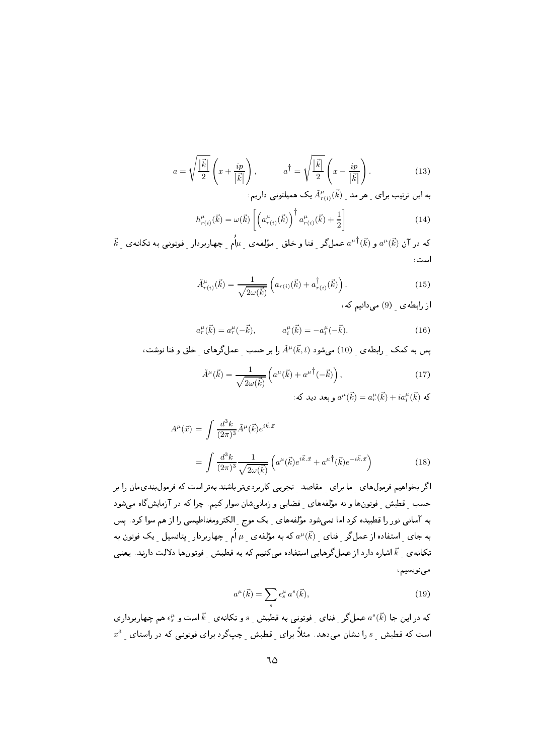$$a = \sqrt{\frac{|\vec{k}|}{2}} \left( x + \frac{ip}{|\vec{k}|} \right), \qquad a^\dagger = \sqrt{\frac{|\vec{k}|}{2}} \left( x - \frac{ip}{|\vec{k}|} \right). \tag{13}$$

به این ترتیب برای ِ هر مد ِ $\tilde{A}^\mu_{r(i)}(\vec{k})$ یک همیلتونی داریم:

$$h^\mu_{r(i)}(\vec{k}) = \omega(\vec{k}) \left[ \left( a^\mu_{r(i)}(\vec{k}) \right)^\dagger a^\mu_{r(i)}(\vec{k}) + \frac{1}{2} \right] \tag{14}$$

که در آن $a^\mu(\vec{k})$ و $a^{\mu\dagger}(\vec{k})$ عمل‌گر ِ فنا و خلق ِ مؤلفه‌ی ِ $\mu$اُم ِ چهاربردار ِ فوتونی به تکانه‌ی ِ $\vec{k}$ است:

$$\tilde{A}^\mu_{r(i)}(\vec{k}) = \frac{1}{\sqrt{2\omega(\vec{k})}} \left( a_{r(i)}(\vec{k}) + a^\dagger_{r(i)}(\vec{k}) \right). \tag{15}$$

از رابطه‌ی ِ (9) می‌دانیم که،

$$a^\mu_r(\vec{k}) = a^\mu_r(-\vec{k}), \qquad a^\mu_i(\vec{k}) = -a^\mu_i(-\vec{k}). \tag{16}$$

پس به کمک ِ رابطه‌ی ِ (10) می‌شود $\tilde{A}^\mu(\vec{k}, t)$ را بر حسب ِ عمل‌گرهای ِ خلق و فنا نوشت،

$$\tilde{A}^\mu(\vec{k}) = \frac{1}{\sqrt{2\omega(\vec{k})}} \left( a^\mu(\vec{k}) + a^{\mu\dagger}(-\vec{k}) \right), \tag{17}$$

که $a^\mu(\vec{k}) = a^\mu_r(\vec{k}) + i a^\mu_i(\vec{k})$ و بعد دید که:

$$\begin{aligned} A^\mu(\vec{x}) &= \int \frac{d^3k}{(2\pi)^3} \tilde{A}^\mu(\vec{k}) e^{i\vec{k}.\vec{x}} \\ &= \int \frac{d^3k}{(2\pi)^3} \frac{1}{\sqrt{2\omega(\vec{k})}} \left( a^\mu(\vec{k}) e^{i\vec{k}.\vec{x}} + a^{\mu\dagger}(\vec{k}) e^{-i\vec{k}.\vec{x}} \right) \end{aligned} \tag{18}$$

اگر بخواهیم فرمول‌های ِ ما برای ِ مقاصد ِ تجربی کاربردی‌تر باشند به‌تر است که فرمول‌بندی‌مان را بر حسب ِ قطبش ِ فوتون‌ها و نه مؤلفه‌های ِ فضایی و زمانی‌شان سوار کنیم. چرا که در آزمایش‌گاه می‌شود به آسانی نور را قطبیده کرد اما نمی‌شود مؤلفه‌های ِ یک موج ِ الکترومغناطیسی را از هم سوا کرد. پس به جای ِ استفاده از عمل‌گر ِ فنای ِ $a^\mu(\vec{k})$ که به مؤلفه‌ی ِ $\mu$ اُم ِ چهاربردار ِ پتانسیل ِ یک فوتون به تکانه‌ی ِ $\vec{k}$ اشاره دارد از عمل‌گرهایی استفاده می‌کنیم که به قطبش ِ فوتون‌ها دلالت دارند. یعنی می‌نویسیم،

$$a^\mu(\vec{k}) = \sum_s \epsilon^\mu_s \, a^s(\vec{k}), \tag{19}$$

که در این جا $a^s(\vec{k})$ عمل‌گر ِ فنای ِ فوتونی به قطبش ِ $s$ و تکانه‌ی ِ $\vec{k}$ است و $\epsilon^\mu_s$ هم چهاربرداری است که قطبش ِ $s$ را نشان می‌دهد. مثلاً برای ِ قطبش ِ چپ‌گرد برای فوتونی که در راستای ِ $x^3$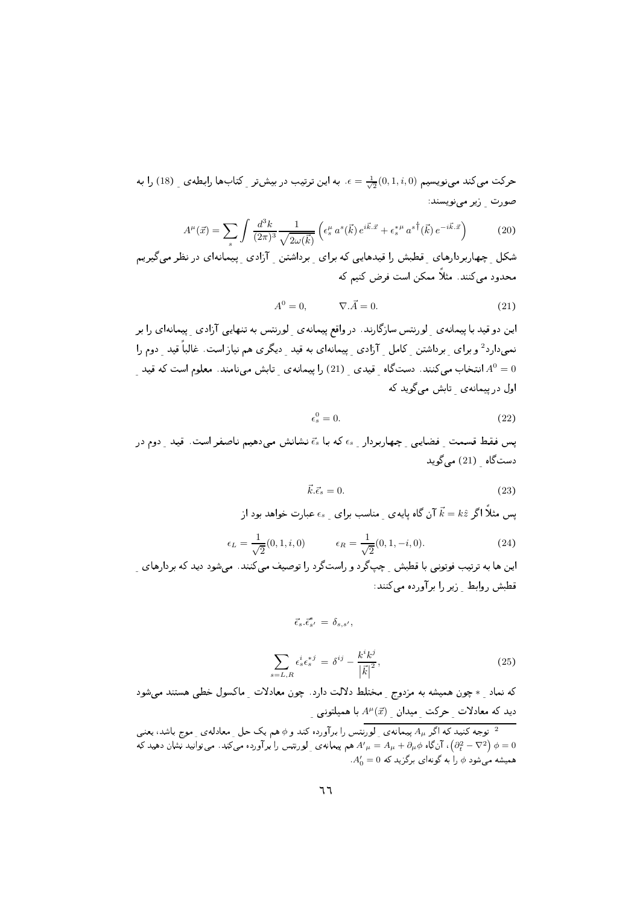حرکت می‌کند می‌نویسیم $\epsilon = \frac{1}{\sqrt{2}}(0,1,i,0)$. به این ترتیب در بیش‌ترِ کتاب‌ها رابطه‌یِ (18) را به صورتِ زیر می‌نویسند:

$$A^\mu(\vec{x}) = \sum_s \int \frac{d^3k}{(2\pi)^3} \frac{1}{\sqrt{2\omega(\vec{k})}} \left( \epsilon_s^\mu \, a^s(\vec{k})\, e^{i\vec{k}.\vec{x}} + \epsilon_s^{*\mu}\, a^{s\dagger}(\vec{k})\, e^{-i\vec{k}.\vec{x}} \right) \tag{20}$$

شکلِ چهاربردارهای قطبش را قیدهایی که برای برداشتنِ آزادیِ پیمانه‌ای در نظر می‌گیریم محدود می‌کنند. مثلاً ممکن است فرض کنیم که

$$A^0 = 0, \qquad \nabla.\vec{A} = 0. \tag{21}$$

این دو قید با پیمانه‌یِ لورنتس سازگارند. در واقع پیمانه‌یِ لورنتس به تنهایی آزادیِ پیمانه‌ای را بر نمی‌دارد[2] و برای برداشتنِ کاملِ آزادیِ پیمانه‌ای به قیدِ دیگری هم نیاز است. غالباً قیدِ دوم را $A^0 = 0$ انتخاب می‌کنند. دستگاهِ قیدیِ (21) را پیمانه‌یِ تابش می‌نامند. معلوم است که قیدِ اول در پیمانه‌یِ تابش می‌گوید که

$$\epsilon_s^0 = 0. \tag{22}$$

پس فقط قسمتِ فضاییِ چهاربردارِ $\epsilon_s$ که با $\vec{\epsilon}_s$ نشانش می‌دهیم ناصفر است. قیدِ دوم در دستگاهِ (21) می‌گوید

$$\vec{k}.\vec{\epsilon}_s = 0. \tag{23}$$

پس مثلاً اگر $\vec{k} = k\hat{z}$ آن گاه پایه‌یِ مناسب برایِ $\epsilon_s$ عبارت خواهد بود از

$$\epsilon_L = \frac{1}{\sqrt{2}}(0,1,i,0) \qquad \epsilon_R = \frac{1}{\sqrt{2}}(0,1,-i,0). \tag{24}$$

این ها به ترتیب فوتونی با قطبشِ چپ‌گرد و راست‌گرد را توصیف می‌کنند. می‌شود دید که بردارهایِ قطبش روابطِ زیر را برآورده می‌کنند:

$$\vec{\epsilon}_s.\vec{\epsilon}^*_{s'} = \delta_{s,s'},$$

$$\sum_{s=L,R} \epsilon_s^i \epsilon_s^{*j} = \delta^{ij} - \frac{k^i k^j}{\left|\vec{k}\right|^2}, \tag{25}$$

که نمادِ $*$ چون همیشه به مزدوجِ مختلط دلالت دارد. چون معادلاتِ ماکسول خطی هستند می‌شود دید که معادلاتِ حرکتِ میدانِ $A^\mu(\vec{x})$ با همیلتونیِ

---

[2] توجه کنید که اگر $A_\mu$ پیمانه‌یِ لورنتس را برآورده کند و $\phi$ هم یک حلِ معادله‌یِ موج باشد، یعنی $\left(\partial_t^2 - \nabla^2\right)\phi = 0$، آن‌گاه $A'_\mu = A_\mu + \partial_\mu \phi$ هم پیمانه‌یِ لورنتس را برآورده می‌کند. می‌توانید نشان دهید که همیشه می‌شود $\phi$ را به گونه‌ای برگزید که $A'_0 = 0$.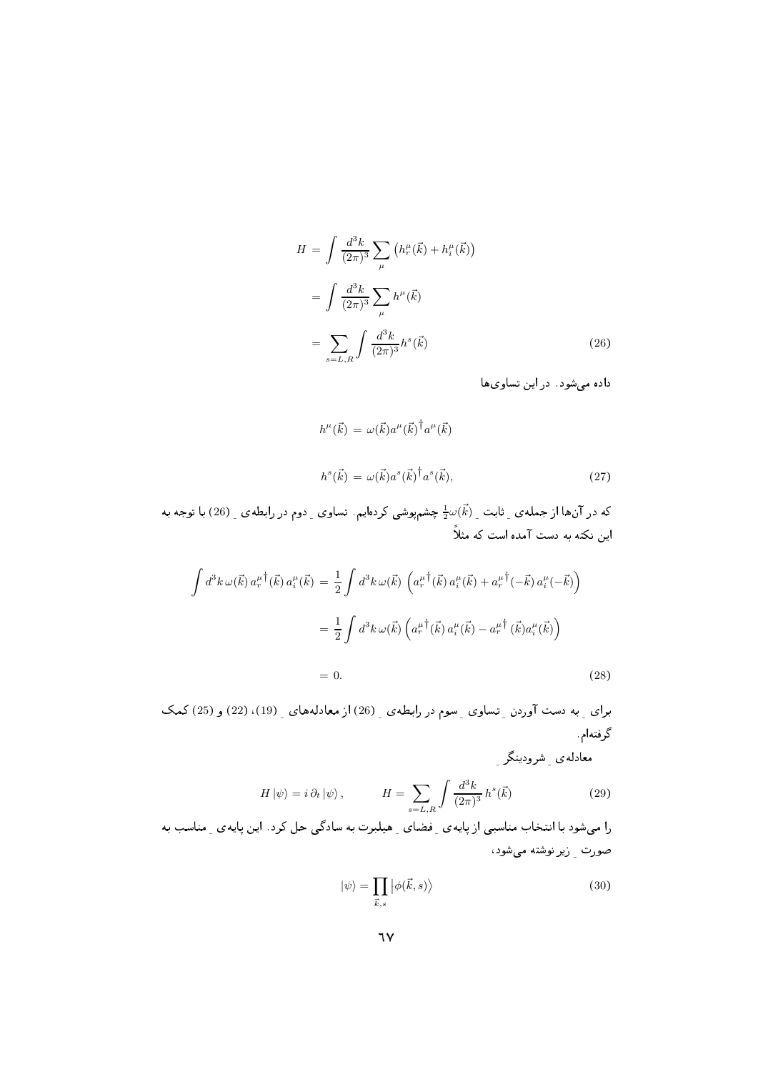$$
\begin{aligned}
H &= \int \frac{d^3k}{(2\pi)^3} \sum_{\mu} \left( h_r^{\mu}(\vec{k}) + h_i^{\mu}(\vec{k}) \right) \\
&= \int \frac{d^3k}{(2\pi)^3} \sum_{\mu} h^{\mu}(\vec{k}) \\
&= \sum_{s=L,R} \int \frac{d^3k}{(2\pi)^3} h^s(\vec{k})
\end{aligned}
\tag{26}
$$

داده می‌شود. در این تساوی‌ها

$$
h^{\mu}(\vec{k}) = \omega(\vec{k}) a^{\mu}(\vec{k})^{\dagger} a^{\mu}(\vec{k})
$$

$$
h^{s}(\vec{k}) = \omega(\vec{k}) a^{s}(\vec{k})^{\dagger} a^{s}(\vec{k}),
\tag{27}
$$

که در آن‌ها از جمله‌ی ِ ثابت ِ $\frac{1}{2}\omega(\vec{k})$ چشم‌پوشی کرده‌ایم. تساوی ِ دوم در رابطه‌ی ِ (26) با توجه به این نکته به دست آمده است که مثلاً

$$
\begin{aligned}
\int d^3k\, \omega(\vec{k})\, {a_r^{\mu}}^{\dagger}(\vec{k})\, a_i^{\mu}(\vec{k}) &= \frac{1}{2} \int d^3k\, \omega(\vec{k}) \left( {a_r^{\mu}}^{\dagger}(\vec{k})\, a_i^{\mu}(\vec{k}) + {a_r^{\mu}}^{\dagger}(-\vec{k})\, a_i^{\mu}(-\vec{k}) \right) \\
&= \frac{1}{2} \int d^3k\, \omega(\vec{k}) \left( {a_r^{\mu}}^{\dagger}(\vec{k})\, a_i^{\mu}(\vec{k}) - {a_r^{\mu}}^{\dagger}(\vec{k}) a_i^{\mu}(\vec{k}) \right) \\
&= 0.
\end{aligned}
\tag{28}
$$

برای ِ به دست آوردن ِ تساوی ِ سوم در رابطه‌ی ِ (26) از معادله‌های ِ (19)، (22) و (25) کمک گرفته‌ام.

معادله‌ی ِ شرودینگر ِ

$$
H \left| \psi \right\rangle = i\, \partial_t \left| \psi \right\rangle, \qquad H = \sum_{s=L,R} \int \frac{d^3k}{(2\pi)^3}\, h^s(\vec{k})
\tag{29}
$$

را می‌شود با انتخاب مناسبی از پایه‌ی ِ فضای ِ هیلبرت به سادگی حل کرد. این پایه‌ی ِ مناسب به صورت ِ زیر نوشته می‌شود،

$$
\left| \psi \right\rangle = \prod_{\vec{k},s} \left| \phi(\vec{k}, s) \right\rangle
\tag{30}
$$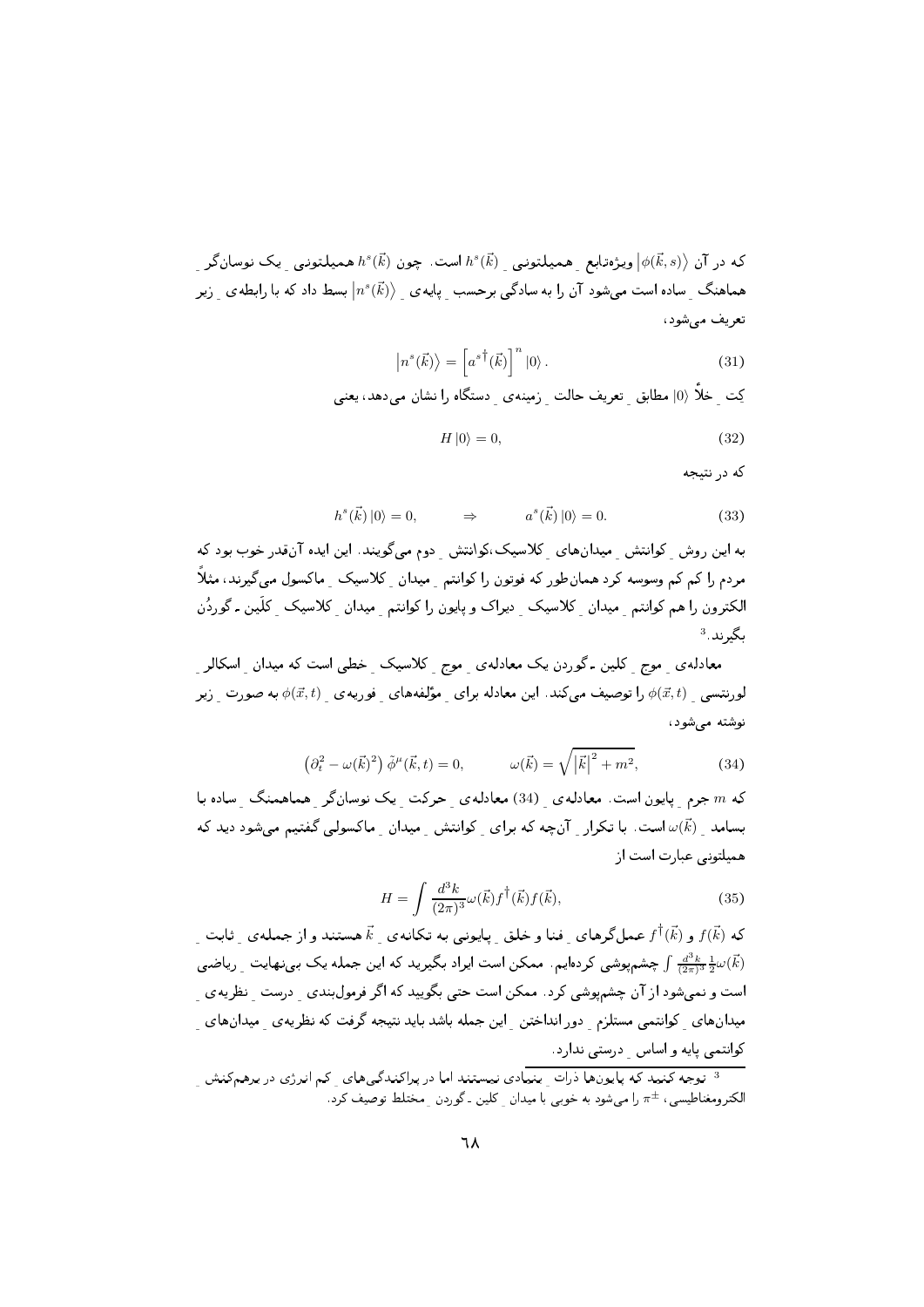که در آن $\left|\phi(\vec{k},s)\right\rangle$ ویژه‌تابع ِ همیلتونی ِ $h^s(\vec{k})$ است. چون $h^s(\vec{k})$ همیلتونی ِ یک نوسانگر ِ هماهنگ ِ ساده است می‌شود آن را به سادگی برحسب ِ پایه‌ی ِ $\left|n^s(\vec{k})\right\rangle$ بسط داد که با رابطه‌ی ِ زیر تعریف می‌شود،

$$\left|n^s(\vec{k})\right\rangle = \left[a^{s\dagger}(\vec{k})\right]^n |0\rangle . \tag{31}$$

کِت ِ خلأ $|0\rangle$ مطابق ِ تعریف حالت ِ زمینه‌ی ِ دستگاه را نشان می‌دهد، یعنی

$$H|0\rangle = 0, \tag{32}$$

که در نتیجه

$$h^s(\vec{k})|0\rangle = 0, \qquad \Rightarrow \qquad a^s(\vec{k})|0\rangle = 0. \tag{33}$$

به این روش ِ کوانتش ِ میدان‌های ِ کلاسیک،کوانتش ِ دوم می‌گویند. این ایده آن‌قدر خوب بود که مردم را کم کم وسوسه کرد همان‌طور که فوتون را کوانتم ِ میدان ِ کلاسیک ِ ماکسول می‌گیرند، مثلاً الکترون را هم کوانتم ِ میدان ِ کلاسیک ِ دیراک و پایون را کوانتم ِ میدان ِ کلاسیک ِ کلَین ـ گوردُن بگیرند.[3]

معادله‌ی ِ موج ِ کلین ـ گوردن یک معادله‌ی ِ موج ِ کلاسیک ِ خطی است که میدان ِ اسکالر ِ لورنتسی ِ $\phi(\vec{x},t)$ را توصیف می‌کند. این معادله برای ِ مؤلفه‌های ِ فوریه‌ی ِ $\phi(\vec{x},t)$ به صورت ِ زیر نوشته می‌شود،

$$\left(\partial_t^2 - \omega(\vec{k})^2\right)\tilde{\phi}^\mu(\vec{k},t) = 0, \qquad \omega(\vec{k}) = \sqrt{\left|\vec{k}\right|^2 + m^2}, \tag{34}$$

که $m$ جرم ِ پایون است. معادله‌ی ِ (34) معادله‌ی ِ حرکت ِ یک نوسانگر ِ هماهمنگ ِ ساده با بسامد ِ $\omega(\vec{k})$ است. با تکرار ِ آن‌چه که برای ِ کوانتش ِ میدان ِ ماکسولی گفتیم می‌شود دید که همیلتونی عبارت است از

$$H = \int \frac{d^3k}{(2\pi)^3}\omega(\vec{k})f^\dagger(\vec{k})f(\vec{k}), \tag{35}$$

که $f(\vec{k})$ و $f^\dagger(\vec{k})$ عمل‌گرهای ِ فنا و خلق ِ پایونی به تکانه‌ی ِ $\vec{k}$ هستند و از جمله‌ی ِ ثابت ِ $\int \frac{d^3k}{(2\pi)^3}\frac{1}{2}\omega(\vec{k})$ چشم‌پوشی کرده‌ایم. ممکن است ایراد بگیرید که این جمله یک بی‌نهایت ِ ریاضی است و نمی‌شود از آن چشم‌پوشی کرد. ممکن است حتی بگویید که اگر فرمول‌بندی ِ درست ِ نظریه‌ی ِ میدان‌های ِ کوانتمی مستلزم ِ دور انداختن ِ این جمله باشد باید نتیجه گرفت که نظریه‌ی ِ میدان‌های ِ کوانتمی پایه و اساس ِ درستی ندارد.

[3] توجه کنید که پایون‌ها ذرات ِ بنیادی نیستند اما در پراکندگی‌های ِ کم انرژی در برهم‌کنش ِ الکترومغناطیسی، $\pi^\pm$ را می‌شود به خوبی با میدان ِ کلین ـ گوردن ِ مختلط توصیف کرد.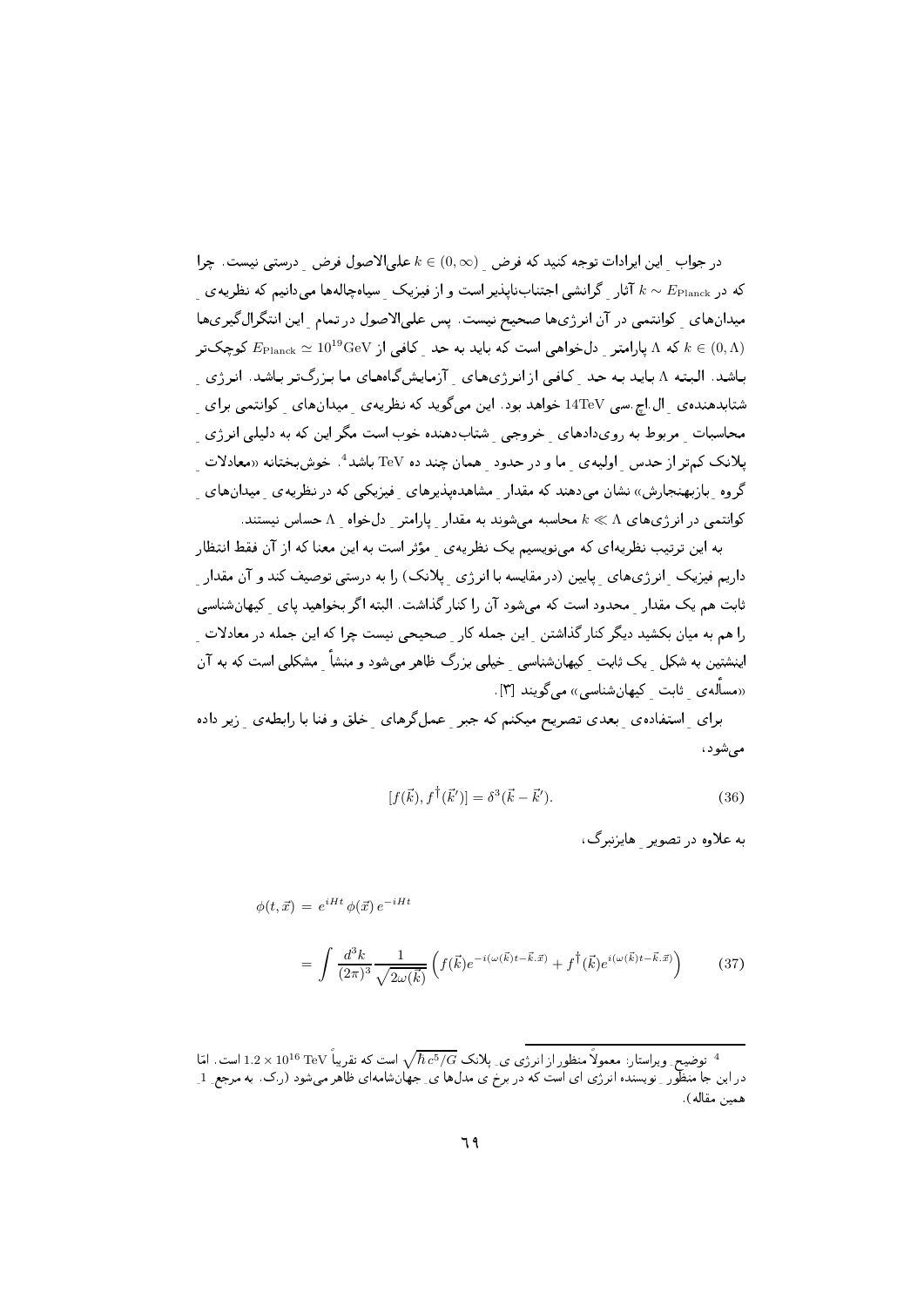در جواب ِ این ایرادات توجه کنید که فرض ِ $k \in (0, \infty)$ علی‌الاصول فرض ِ درستی نیست. چرا که در $k \sim E_{\rm Planck}$ آثار ِ گرانشی اجتناب‌ناپذیر است و از فیزیک ِ سیاه‌چاله‌ها می‌دانیم که نظریه‌ی ِ میدان‌های ِ کوانتمی در آن انرژی‌ها صحیح نیست. پس علی‌الاصول در تمام ِ این انتگرال‌گیری‌ها $k \in (0, \Lambda)$ که $\Lambda$ پارامتر ِ دل‌خواهی است که باید به حد ِ کافی از $E_{\rm Planck} \simeq 10^{19}{\rm GeV}$ کوچک‌تر باشد. البته $\Lambda$ باید به حد ِ کافی از انرژی‌های ِ آزمایش‌گاه‌های ما بزرگ‌تر باشد. انرژی ِ شتابدهنده‌ی ِ ال.اچ.سی $14{\rm TeV}$ خواهد بود. این می‌گوید که نظریه‌ی ِ میدان‌های ِ کوانتمی برای ِ محاسبات ِ مربوط به روی‌دادهای ِ خروجی ِ شتاب‌دهنده خوب است مگر این که به دلیلی انرژی ِ پلانک کم‌تر از حدس ِ اولیه‌ی ِ ما و در حدود ِ همان چند ده TeV باشد[4]. خوش‌بختانه «معادلات ِ گروه ِ بازبهنجارش» نشان می‌دهند که مقدار ِ مشاهده‌پذیرهای ِ فیزیکی که در نظریه‌ی ِ میدان‌های ِ کوانتمی در انرژی‌های $k \ll \Lambda$ محاسبه می‌شوند به مقدار ِ پارامتر ِ دل‌خواه ِ $\Lambda$ حساس نیستند.

به این ترتیب نظریه‌ای که می‌نویسیم یک نظریه‌ی ِ مؤثر است به این معنا که از آن فقط انتظار داریم فیزیک ِ انرژی‌های ِ پایین (در مقایسه با انرژی ِ پلانک) را به درستی توصیف کند و آن مقدار ِ ثابت هم یک مقدار ِ محدود است که می‌شود آن را کنار گذاشت. البته اگر بخواهید پای ِ کیهان‌شناسی را هم به میان بکشید دیگر کنار گذاشتن ِ این جمله کار ِ صحیحی نیست چرا که این جمله در معادلات ِ اینشتین به شکل ِ یک ثابت ِ کیهان‌شناسی ِ خیلی بزرگ ظاهر می‌شود و منشأ ِ مشکلی است که به آن «مسأله‌ی ِ ثابت ِ کیهان‌شناسی» می‌گویند [3].

برای ِ استفاده‌ی ِ بعدی تصریح میکنم که جبر ِ عمل‌گرهای ِ خلق و فنا با رابطه‌ی ِ زیر داده می‌شود،

$$[f(\vec{k}), f^{\dagger}(\vec{k}')] = \delta^3(\vec{k} - \vec{k}'). \tag{36}$$

به علاوه در تصویر ِ هایزنبرگ،

$$\begin{aligned}\phi(t, \vec{x}) \,&=\, e^{iHt}\, \phi(\vec{x})\, e^{-iHt} \\ &=\, \int \frac{d^3k}{(2\pi)^3} \frac{1}{\sqrt{2\omega(\vec{k})}} \left( f(\vec{k}) e^{-i(\omega(\vec{k})t - \vec{k}.\vec{x})} + f^{\dagger}(\vec{k}) e^{i(\omega(\vec{k})t - \vec{k}.\vec{x})} \right)\end{aligned} \tag{37}$$

---

[4] توضیح ِ ویراستار: معمولاً منظور از انرژی ی ِ پلانک $\sqrt{\hbar c^5/G}$ است که تقریباً $1.2 \times 10^{16}$ TeV است. امّا در این جا منظور ِ نویسنده انرژی ای است که در برخ ی مدل‌ها ی ِ جهان‌شامه‌ای ظاهر می‌شود (ر.ک. به مرجع ِ 1 ِ همین مقاله).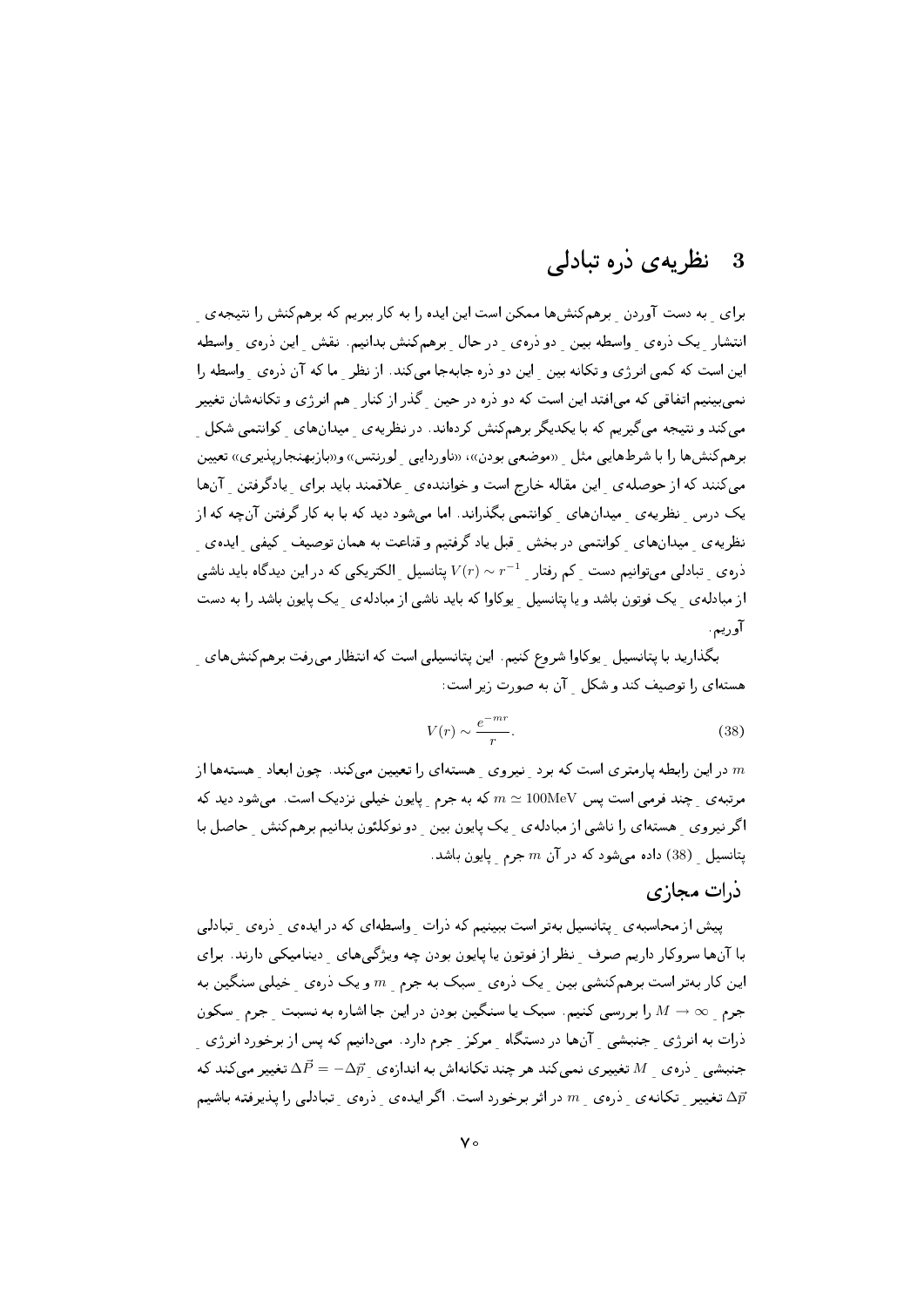# 3 نظریه‌ی ذره تبادلی

برای ِ به دست آوردن ِ برهم‌کنش‌ها ممکن است این ایده را به کار ببریم که برهم‌کنش را نتیجه‌ی ِ انتشار ِ یک ذره‌ی ِ واسطه بین ِ دو ذره‌ی ِ در حال ِ برهم‌کنش بدانیم. نقش ِ این ذره‌ی ِ واسطه این است که کمی انرژی و تکانه بین ِ این دو ذره جابه‌جا می‌کند. از نظر ِ ما که آن ذره‌ی ِ واسطه را نمی‌بینیم اتفاقی که می‌افتد این است که دو ذره در حین ِ گذر از کنار ِ هم انرژی و تکانه‌شان تغییر می‌کند و نتیجه می‌گیریم که با یکدیگر برهم‌کنش کرده‌اند. در نظریه‌ی ِ میدان‌های ِ کوانتمی شکل ِ برهم‌کنش‌ها را با شرط‌هایی مثل ِ «موضعی بودن»، «ناوردایی ِ لورنتس» و «بازبهنجارپذیری» تعیین می‌کنند که از حوصله‌ی ِ این مقاله خارج است و خواننده‌ی ِ علاقمند باید برای ِ یادگرفتن ِ آن‌ها یک درس ِ نظریه‌ی ِ میدان‌های ِ کوانتمی بگذراند. اما می‌شود دید که با به کار گرفتن آن‌چه که از نظریه‌ی ِ میدان‌های ِ کوانتمی در بخش ِ قبل یاد گرفتیم و قناعت به همان توصیف ِ کیفی ِ ایده‌ی ِ ذره‌ی ِ تبادلی می‌توانیم دست ِ کم رفتار ِ $V(r) \sim r^{-1}$ پتانسیل ِ الکتریکی که در این دیدگاه باید ناشی از مبادله‌ی ِ یک فوتون باشد و یا پتانسیل ِ یوکاوا که باید ناشی از مبادله‌ی ِ یک پایون باشد را به دست آوریم.

بگذارید با پتانسیل ِ یوکاوا شروع کنیم. این پتانسیلی است که انتظار می‌رفت برهم‌کنش‌های ِ هسته‌ای را توصیف کند و شکل ِ آن به صورت زیر است:

$$V(r) \sim \frac{e^{-mr}}{r}. \tag{38}$$

$m$ در این رابطه پارمتری است که برد ِ نیروی ِ هسته‌ای را تعیین می‌کند. چون ابعاد ِ هسته‌ها از مرتبه‌ی ِ چند فرمی است پس $m \simeq 100\text{MeV}$ که به جرم ِ پایون خیلی نزدیک است. می‌شود دید که اگر نیروی ِ هسته‌ای را ناشی از مبادله‌ی ِ یک پایون بین ِ دو نوکلئون بدانیم برهم‌کنش ِ حاصل با پتانسیل ِ (38) داده می‌شود که در آن $m$ جرم ِ پایون باشد.

## ذرات مجازی

پیش از محاسبه‌ی ِ پتانسیل بهتر است ببینیم که ذرات ِ واسطه‌ای که در ایده‌ی ِ ذره‌ی ِ تبادلی با آن‌ها سروکار داریم صرف ِ نظر از فوتون یا پایون بودن چه ویژگی‌های ِ دینامیکی دارند. برای این کار بهتر است برهم‌کنشی بین ِ یک ذره‌ی ِ سبک به جرم ِ $m$ و یک ذره‌ی ِ خیلی سنگین به جرم ِ $M \to \infty$ را بررسی کنیم. سبک یا سنگین بودن در این جا اشاره به نسبت ِ جرم ِ سکون ذرات به انرژی ِ جنبشی ِ آن‌ها در دستگاه ِ مرکز ِ جرم دارد. می‌دانیم که پس از برخورد انرژی ِ جنبشی ِ ذره‌ی ِ $M$ تغییری نمی‌کند هر چند تکانه‌اش به اندازه‌ی ِ $\Delta\vec{P} = -\Delta\vec{p}$ تغییر می‌کند که $\Delta\vec{p}$ تغییر ِ تکانه‌ی ِ ذره‌ی ِ $m$ در اثر برخورد است. اگر ایده‌ی ِ ذره‌ی ِ تبادلی را پذیرفته باشیم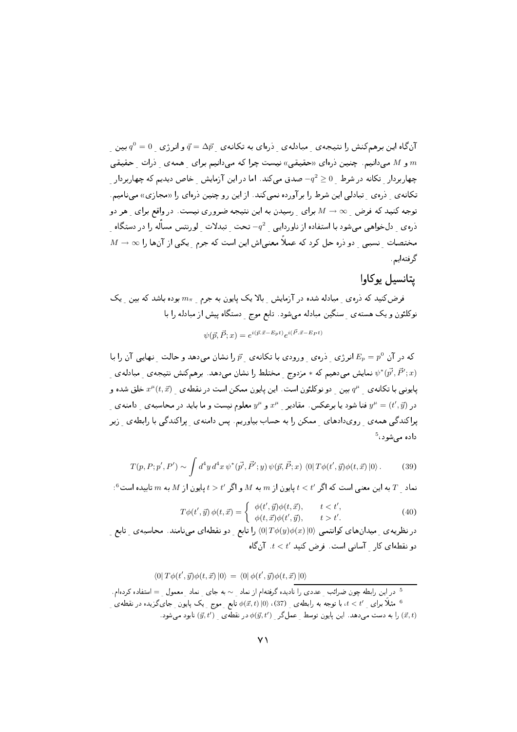آن‌گاه این برهم‌کنش را نتیجه‌ی مبادله‌ی ذره‌ای به تکانه‌ی $\vec{q} = \Delta\vec{p}$ و انرژی $q^0 = 0$ بین $m$ و $M$ می‌دانیم. چنین ذره‌ای «حقیقی» نیست چرا که می‌دانیم برای همه‌ی ذرات حقیقی چهاربردار تکانه در شرط $-q^2 \geq 0$ صدق می‌کند. اما در این آزمایش خاص دیدیم که چهاربردار تکانه‌ی ذره‌ی تبادلی این شرط را برآورده نمی‌کند. از این رو چنین ذره‌ای را «مجازی» می‌نامیم. توجه کنید که فرض $M \to \infty$ برای رسیدن به این نتیجه ضروری نیست. در واقع برای هر دو ذره‌ی دل‌خواهی می‌شود با استفاده از ناوردایی $-q^2$ تحت تبدلات لورنتس مسأله را در دستگاه مختصات نسبی دو ذره حل کرد که عملاً معنی‌اش این است که جرم یکی از آن‌ها را $M \to \infty$ گرفته‌ایم.

## پتانسیل یوکاوا

فرض‌کنید که ذره‌ی مبادله شده در آزمایش بالا یک پایون به جرم $m_\pi$ بوده باشد که بین یک نوکلئون و یک هسته‌ی سنگین مبادله می‌شود. تابع موج دستگاه پیش از مبادله را با

$$\psi(\vec{p}, \vec{P}; x) = e^{i(\vec{p}.\vec{x} - E_p t)} e^{i(\vec{P}.\vec{x} - E_P t)}$$

که در آن $E_p = p^0$ انرژی ذره‌ی ورودی با تکانه‌ی $\vec{p}$ را نشان می‌دهد و حالت نهایی آن را با $\psi^*(\vec{p'}, \vec{P'}; x)$ نمایش می‌دهیم که $*$ مزدوج مختلط را نشان می‌دهد. برهم‌کنش نتیجه‌ی مبادله‌ی پایونی با تکانه‌ی $q^\mu$ بین دو نوکلئون است. این پایون ممکن است در نقطه‌ی $x^\mu(t, \vec{x})$ خلق شده و در $y^\mu = (t', \vec{y})$ فنا شود یا برعکس. مقادیر $x^\mu$ و $y^\mu$ معلوم نیست و ما باید در محاسبه‌ی دامنه‌ی پراکندگی همه‌ی رویدادهای ممکن را به حساب بیاوریم. پس دامنه‌ی پراکندگی با رابطه‌ی زیر داده می‌شود،[5]

$$T(p, P; p', P') \sim \int d^4y\, d^4x\, \psi^*(\vec{p'}, \vec{P'}; y)\, \psi(\vec{p}, \vec{P}; x)\, \langle 0 | T\phi(t', \vec{y})\phi(t, \vec{x}) | 0 \rangle . \qquad (39)$$

نماد $T$ به این معنی است که اگر $t < t'$ پایون از $m$ به $M$ و اگر $t > t'$ پایون از $M$ به $m$ تابیده است[6]:

$$T\phi(t', \vec{y})\, \phi(t, \vec{x}) = \begin{cases} \phi(t', \vec{y})\phi(t, \vec{x}), & t < t', \\ \phi(t, \vec{x})\phi(t', \vec{y}), & t > t'. \end{cases} \qquad (40)$$

در نظریه‌ی میدان‌های کوانتمی $\langle 0 | T\phi(y)\phi(x) | 0 \rangle$ را تابع دو نقطه‌ای می‌نامند. محاسبه‌ی تابع دو نقطه‌ای کار آسانی است. فرض کنید $t < t'$. آن‌گاه

$$\langle 0 | T\phi(t', \vec{y})\phi(t, \vec{x}) | 0 \rangle = \langle 0 | \phi(t', \vec{y})\phi(t, \vec{x}) | 0 \rangle$$

---

[5] در این رابطه چون ضرائب عددی را نادیده گرفته‌ام از نماد $\sim$ به جای نماد معمول $=$ استفاده کرده‌ام.

[6] مثلاً برای $t < t'$، با توجه به رابطه‌ی (37)، $\phi(\vec{x}, t) |0\rangle$ تابع موج یک پایون جای‌گزیده در نقطه‌ی $(\vec{x}, t)$ را به دست می‌دهد. این پایون توسط عمل‌گر $\phi(\vec{y}, t')$ در نقطه‌ی $(\vec{y}, t')$ نابود می‌شود.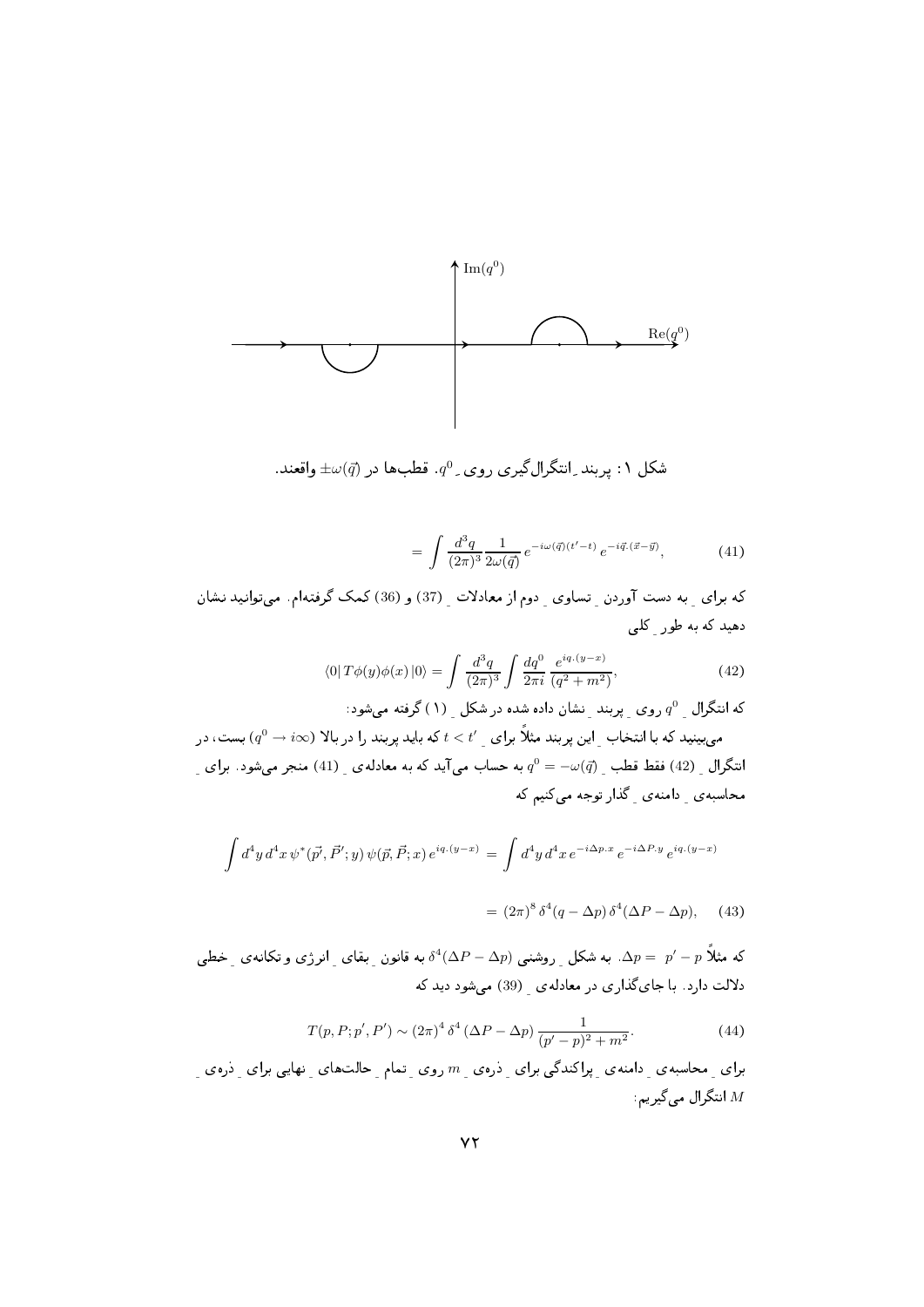شکل ۱: پربند ِ انتگرال‌گیری روی ِ $q^0$. قطب‌ها در $\pm\omega(\vec{q})$ واقعند.

$$= \int \frac{d^3q}{(2\pi)^3} \frac{1}{2\omega(\vec{q})} e^{-i\omega(\vec{q})(t'-t)} e^{-i\vec{q}.(\vec{x}-\vec{y})}, \qquad (41)$$

که برای ِ به دست آوردن ِ تساوی ِ دوم از معادلات ِ (37) و (36) کمک گرفته‌ام. می‌توانید نشان دهید که به طور ِ کلی

$$\langle 0| T\phi(y)\phi(x) |0\rangle = \int \frac{d^3q}{(2\pi)^3} \int \frac{dq^0}{2\pi i} \frac{e^{iq.(y-x)}}{(q^2+m^2)}, \qquad (42)$$

که انتگرال ِ $q^0$ روی ِ پربند ِ نشان داده شده در شکل ِ (۱) گرفته می‌شود:

می‌بینید که با انتخاب ِ این پربند مثلاً برای ِ $t < t'$ که باید پربند را در بالا ($q^0 \to i\infty$) بست، در انتگرال ِ (42) فقط قطب ِ $q^0 = -\omega(\vec{q})$ به حساب می‌آید که به معادله‌ی ِ (41) منجر می‌شود. برای ِ محاسبه‌ی ِ دامنه‌ی ِ گذار توجه می‌کنیم که

$$\int d^4y\, d^4x\, \psi^*(\vec{p'}, \vec{P'}; y)\, \psi(\vec{p}, \vec{P}; x)\, e^{iq.(y-x)} = \int d^4y\, d^4x\, e^{-i\Delta p.x}\, e^{-i\Delta P.y}\, e^{iq.(y-x)}$$

$$= (2\pi)^8\, \delta^4(q - \Delta p)\, \delta^4(\Delta P - \Delta p), \qquad (43)$$

که مثلاً $\Delta p = p' - p$. به شکل ِ روشنی $\delta^4(\Delta P - \Delta p)$ به قانون ِ بقای ِ انرژی و تکانه‌ی ِ خطی دلالت دارد. با جای‌گذاری در معادله‌ی ِ (39) می‌شود دید که

$$T(p, P; p', P') \sim (2\pi)^4\, \delta^4\,(\Delta P - \Delta p)\, \frac{1}{(p'-p)^2 + m^2}. \qquad (44)$$

برای ِ محاسبه‌ی ِ دامنه‌ی ِ پراکندگی برای ِ ذره‌ی ِ $m$ روی ِ تمام ِ حالت‌های ِ نهایی برای ِ ذره‌ی ِ $M$ انتگرال می‌گیریم: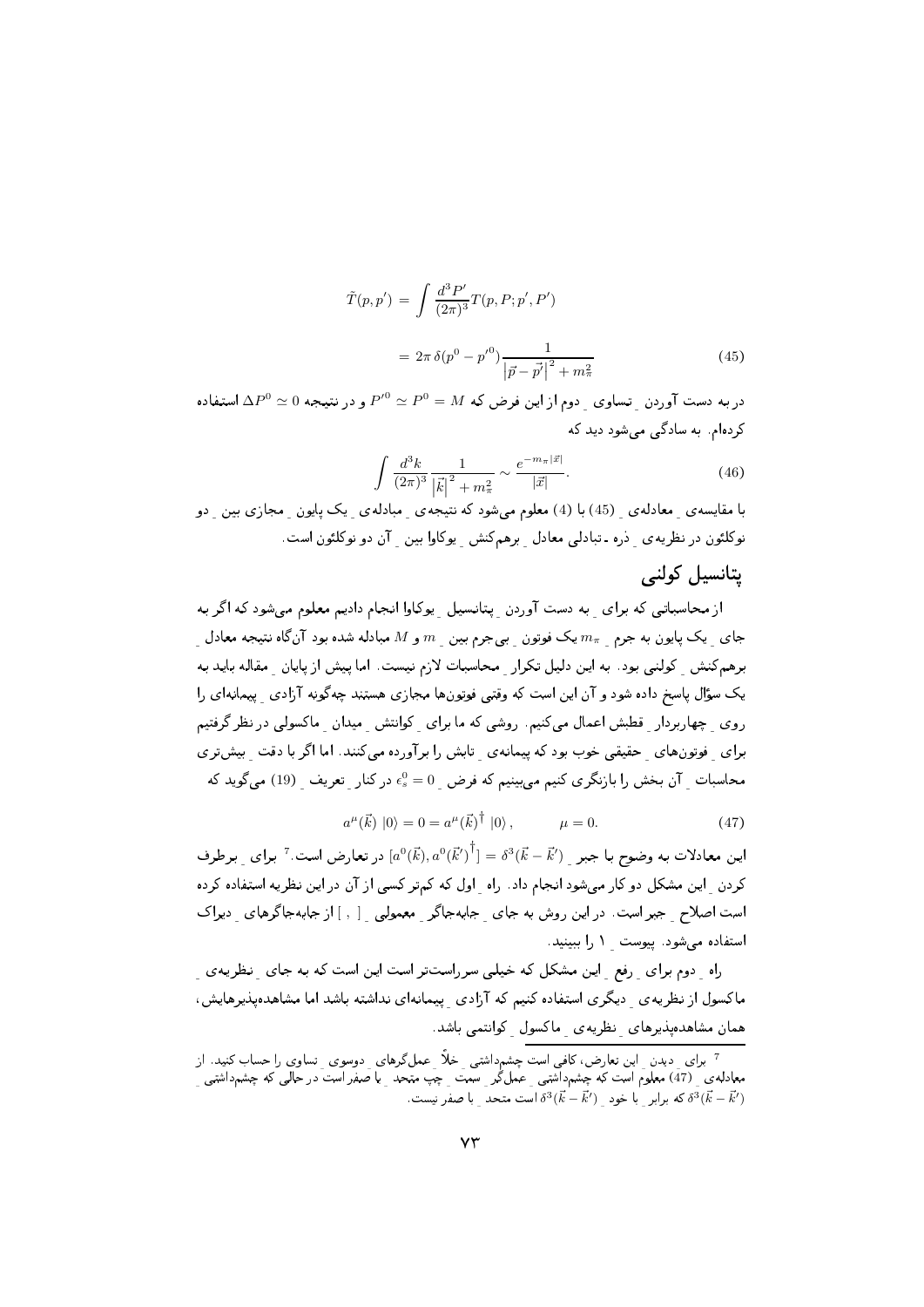$$\tilde{T}(p,p') = \int \frac{d^3P'}{(2\pi)^3} T(p,P;p',P')$$

$$= 2\pi\,\delta(p^0 - p'^0)\frac{1}{\left|\vec{p}-\vec{p}'\right|^2 + m_\pi^2} \tag{45}$$

در به دست آوردن ِ تساوی ِ دوم از این فرض که $P'^0 \simeq P^0 = M$ و در نتیجه $\Delta P^0 \simeq 0$ استفاده کرده‌ام. به سادگی می‌شود دید که

$$\int \frac{d^3k}{(2\pi)^3}\frac{1}{\left|\vec{k}\right|^2 + m_\pi^2} \sim \frac{e^{-m_\pi|\vec{x}|}}{|\vec{x}|}. \tag{46}$$

با مقایسه‌ی ِ معادله‌ی ِ (45) با (4) معلوم می‌شود که نتیجه‌ی ِ مبادله‌ی ِ یک پایون ِ مجازی بین ِ دو نوکلئون در نظریه‌ی ِ ذره ـ تبادلی معادل ِ برهم‌کنش ِ یوکاوا بین ِ آن دو نوکلئون است.

## پتانسیل کولنی

از محاسباتی که برای ِ به دست آوردن ِ پتانسیل ِ یوکاوا انجام دادیم معلوم می‌شود که اگر به جای ِ یک پایون به جرم ِ $m_\pi$ یک فوتون ِ بی‌جرم بین ِ $m$ و $M$ مبادله شده بود آن‌گاه نتیجه معادل ِ برهم‌کنش ِ کولنی بود. به این دلیل تکرار ِ محاسبات لازم نیست. اما پیش از پایان ِ مقاله باید به یک سؤال پاسخ داده شود و آن این است که وقتی فوتون‌ها مجازی هستند چه‌گونه آزادی ِ پیمانه‌ای را روی ِ چهاربردار ِ قطبش اعمال می‌کنیم. روشی که ما برای ِ کوانتش ِ میدان ِ ماکسولی در نظر گرفتیم برای ِ فوتون‌های ِ حقیقی خوب بود که پیمانه‌ی ِ تابش را برآورده می‌کنند. اما اگر با دقت ِ بیش‌تری محاسبات ِ آن بخش را بازنگری کنیم می‌بینیم که فرض ِ $\epsilon_s^0 = 0$ در کنار ِ تعریف ِ (19) می‌گوید که

$$a^\mu(\vec{k})\;|0\rangle = 0 = a^\mu(\vec{k})^\dagger\;|0\rangle\,, \qquad \mu = 0. \tag{47}$$

این معادلات به وضوح با جبر ِ $[a^0(\vec{k}), a^0(\vec{k}')^\dagger] = \delta^3(\vec{k}-\vec{k}')$ در تعارض است.[7] برای ِ برطرف کردن ِ این مشکل دو کار می‌شود انجام داد. راه ِ اول که کم‌تر کسی از آن در این نظریه استفاده کرده است اصلاح ِ جبر است. در این روش به جای ِ جابه‌جاگر ِ معمولی ِ $[\ ,\ ]$ از جابه‌جاگرهای ِ دیراک استفاده می‌شود. پیوست ِ ۱ را ببینید.

راه ِ دوم برای ِ رفع ِ این مشکل که خیلی سرراست‌تر است این است که به جای ِ نظریه‌ی ِ ماکسول از نظریه‌ی ِ دیگری استفاده کنیم که آزادی ِ پیمانه‌ای نداشته باشد اما مشاهده‌پذیرهایش، همان مشاهده‌پذیرهای ِ نظریه‌ی ِ ماکسول ِ کوانتمی باشد.

---

[7] برای ِ دیدن ِ این تعارض، کافی است چشم‌داشتی ِ خلأ ِ عمل‌گرهای ِ دوسوی ِ تساوی را حساب کنید. از معادله‌ی ِ (47) معلوم است که چشم‌داشتی ِ عمل‌گر ِ سمت ِ چپ متحد ِ با صفر است در حالی که چشم‌داشتی ِ $\delta^3(\vec{k}-\vec{k}')$ که برابر ِ با خود ِ $\delta^3(\vec{k}-\vec{k}')$ است متحد ِ با صفر نیست.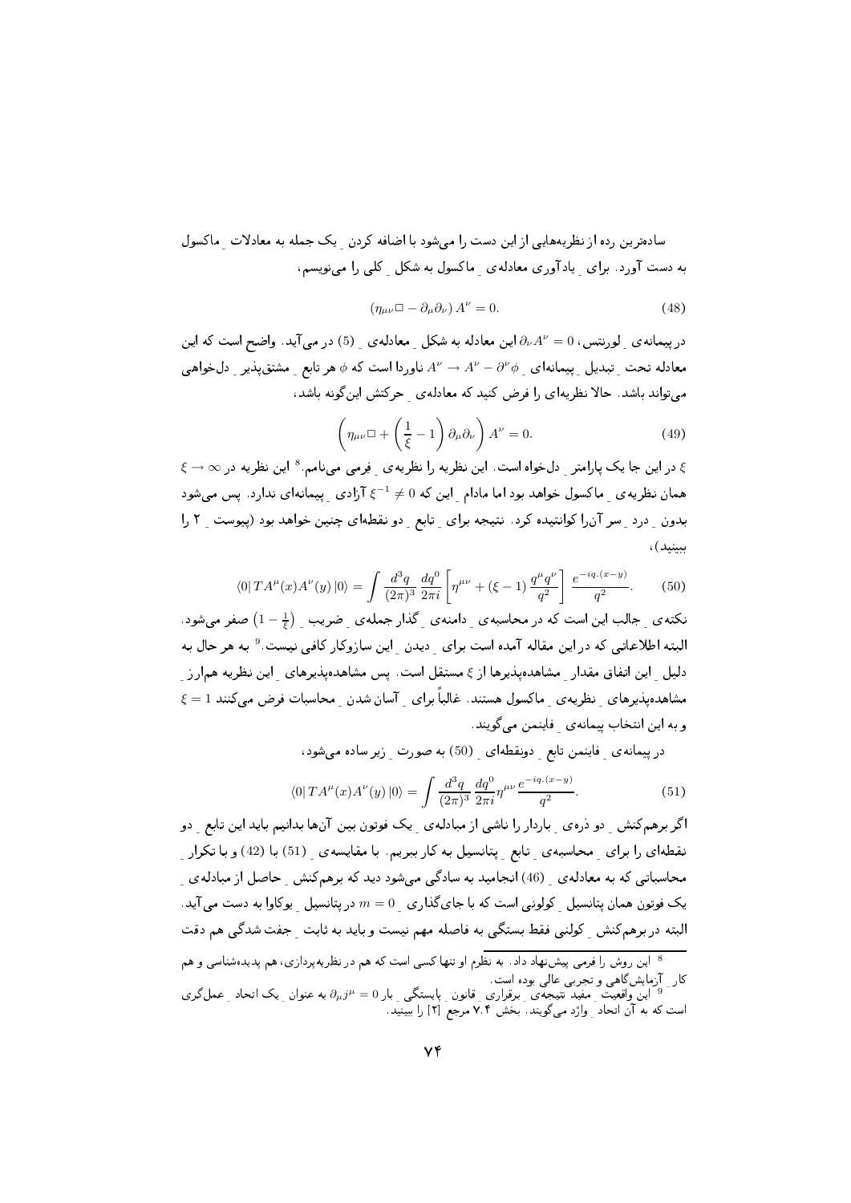ساده‌ترین رده از نظریه‌هایی از این دست را می‌شود با اضافه کردن ِ یک جمله به معادلات ِ ماکسول به دست آورد. برای ِ یادآوری معادله‌ی ِ ماکسول به شکل ِ کلی را می‌نویسم،

$$\left(\eta_{\mu\nu}\Box - \partial_\mu\partial_\nu\right) A^\nu = 0. \tag{48}$$

در پیمانه‌ی ِ لورنتس، $\partial_\nu A^\nu = 0$ این معادله به شکل ِ معادله‌ی ِ (5) در می‌آید. واضح است که این معادله تحت ِ تبدیل ِ پیمانه‌ای ِ $A^\nu \to A^\nu - \partial^\nu\phi$ ناوردا است که $\phi$ هر تابع ِ مشتق‌پذیر ِ دل‌خواهی می‌تواند باشد. حالا نظریه‌ای را فرض کنید که معادله‌ی ِ حرکتش این‌گونه باشد،

$$\left(\eta_{\mu\nu}\Box + \left(\frac{1}{\xi} - 1\right)\partial_\mu\partial_\nu\right) A^\nu = 0. \tag{49}$$

$\xi$ در این جا یک پارامتر ِ دل‌خواه است. این نظریه را نظریه‌ی ِ فرمی می‌نامم.[8] این نظریه در $\xi \to \infty$ همان نظریه‌ی ِ ماکسول خواهد بود اما مادام ِ این که $\xi^{-1} \neq 0$ آزادی ِ پیمانه‌ای ندارد. پس می‌شود بدون ِ درد ِ سر آن‌را کوانتیده کرد. نتیجه برای ِ تابع ِ دو نقطه‌ای چنین خواهد بود (پیوست ِ ۲ را ببینید)،

$$\langle 0|\, TA^\mu(x)A^\nu(y)\,|0\rangle = \int \frac{d^3q}{(2\pi)^3}\frac{dq^0}{2\pi i}\left[\eta^{\mu\nu} + (\xi - 1)\frac{q^\mu q^\nu}{q^2}\right]\frac{e^{-iq.(x-y)}}{q^2}. \tag{50}$$

نکته‌ی ِ جالب این است که در محاسبه‌ی ِ دامنه‌ی ِ گذار جمله‌ی ِ ضریب ِ $\left(\frac{1}{\xi} - 1\right)$ صفر می‌شود. البته اطلاعاتی که در این مقاله آمده است برای ِ دیدن ِ این سازوکار کافی نیست.[9] به هر حال به دلیل ِ این اتفاق مقدار ِ مشاهده‌پذیرها از $\xi$ مستقل است. پس مشاهده‌پذیرهای ِ این نظریه هم‌ارز ِ مشاهده‌پذیرهای ِ نظریه‌ی ِ ماکسول هستند. غالباً برای ِ آسان شدن ِ محاسبات فرض می‌کنند $\xi = 1$ و به این انتخاب پیمانه‌ی ِ فاینمن می‌گویند.

در پیمانه‌ی ِ فاینمن تابع ِ دونقطه‌ای ِ (50) به صورت ِ زیر ساده می‌شود،

$$\langle 0|\, TA^\mu(x)A^\nu(y)\,|0\rangle = \int \frac{d^3q}{(2\pi)^3}\frac{dq^0}{2\pi i}\eta^{\mu\nu}\frac{e^{-iq.(x-y)}}{q^2}. \tag{51}$$

اگر برهم‌کنش ِ دو ذره‌ی ِ باردار را ناشی از مبادله‌ی ِ یک فوتون بین آن‌ها بدانیم باید این تابع ِ دو نقطه‌ای را برای ِ محاسبه‌ی ِ تابع ِ پتانسیل به کار ببریم. با مقایسه‌ی ِ (51) با (42) و با تکرار ِ محاسباتی که به معادله‌ی ِ (46) انجامید به سادگی می‌شود دید که برهم‌کنش ِ حاصل از مبادله‌ی ِ یک فوتون همان پتانسیل ِ کولنی است که با جای‌گذاری ِ $m = 0$ در پتانسیل ِ یوکاوا به دست می‌آید. البته در برهم‌کنش ِ کولنی فقط بستگی به فاصله مهم نیست و باید به ثابت ِ جفت شدگی هم دقت

---

[8] این روش را فرمی پیش‌نهاد داد. به نظرم او تنها کسی است که هم در نظریه‌پردازی، هم پدیده‌شناسی و هم کار ِ آزمایش‌گاهی و تجربی عالی بوده است.

[9] این واقعیت ِ مفید نتیجه‌ی ِ برقراری ِ قانون ِ پایستگی ِ بار $\partial_\mu j^\mu = 0$ به عنوان ِ یک اتحاد ِ عمل‌گری است که به آن اتحاد ِ واژد می‌گویند. بخش ۷.۴ مرجع [۲] را ببینید.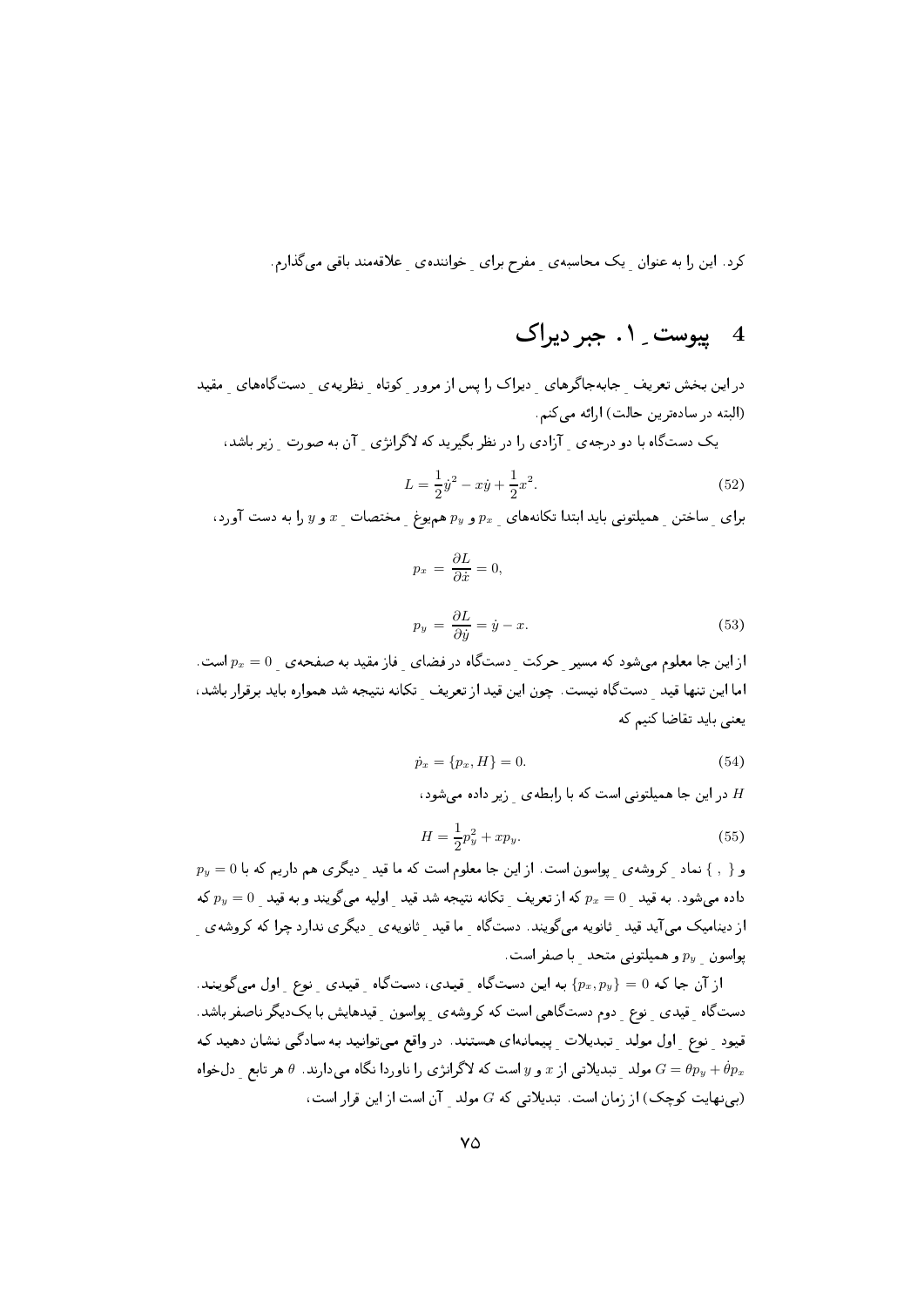کرد. این را به عنوان ِ یک محاسبه‌ی ِ مفرح برای ِ خواننده‌ی ِ علاقه‌مند باقی می‌گذارم.

## 4 پیوست ِ ۱. جبر دیراک

در این بخش تعریف ِ جابه‌جاگرهای ِ دیراک را پس از مرور ِ کوتاه ِ نظریه‌ی ِ دستگاه‌های ِ مقید (البته در ساده‌ترین حالت) ارائه می‌کنم.

یک دستگاه با دو درجه‌ی ِ آزادی را در نظر بگیرید که لاگرانژی ِ آن به صورت ِ زیر باشد،

$$L = \frac{1}{2}\dot{y}^2 - x\dot{y} + \frac{1}{2}x^2. \tag{52}$$

برای ِ ساختن ِ همیلتونی باید ابتدا تکانه‌های ِ $p_x$ و $p_y$ هم‌یوغ ِ مختصات ِ $x$ و $y$ را به دست آورد،

$$p_x = \frac{\partial L}{\partial \dot{x}} = 0,$$

$$p_y = \frac{\partial L}{\partial \dot{y}} = \dot{y} - x. \tag{53}$$

از این جا معلوم می‌شود که مسیر ِ حرکت ِ دستگاه در فضای ِ فاز مقید به صفحه‌ی ِ $p_x = 0$ است. اما این تنها قید ِ دستگاه نیست. چون این قید از تعریف ِ تکانه نتیجه شد همواره باید برقرار باشد، یعنی باید تقاضا کنیم که

$$\dot{p}_x = \{p_x, H\} = 0. \tag{54}$$

$H$ در این جا همیلتونی است که با رابطه‌ی ِ زیر داده می‌شود،

$$H = \frac{1}{2}p_y^2 + xp_y. \tag{55}$$

و $\{\ ,\ \}$ نماد ِ کروشه‌ی ِ پواسون است. از این جا معلوم است که ما قید ِ دیگری هم داریم که با $p_y = 0$ داده می‌شود. به قید ِ $p_x = 0$ که از تعریف ِ تکانه نتیجه شد قید ِ اولیه می‌گویند و به قید ِ $p_y = 0$ که از دینامیک می‌آید قید ِ ثانویه می‌گویند. دستگاه ِ ما قید ِ ثانویه‌ی ِ دیگری ندارد چرا که کروشه‌ی ِ پواسون ِ $p_y$ و همیلتونی متحد ِ با صفر است.

از آن جا که $\{p_x, p_y\} = 0$ به این دستگاه ِ قیدی، دستگاه ِ قیدی ِ نوع ِ اول می‌گویند. دستگاه ِ قیدی ِ نوع ِ دوم دستگاهی است که کروشه‌ی ِ پواسون ِ قیدهایش با یک‌دیگر ناصفر باشد. قیود ِ نوع ِ اول مولد ِ تبدیلات ِ پیمانه‌ای هستند. در واقع می‌توانید به سادگی نشان دهید که $G = \theta p_y + \dot{\theta} p_x$ مولد ِ تبدیلاتی از $x$ و $y$ است که لاگرانژی را ناوردا نگاه می‌دارند. $\theta$ هر تابع ِ دل‌خواه (بی‌نهایت کوچک) از زمان است. تبدیلاتی که $G$ مولد ِ آن است از این قرار است،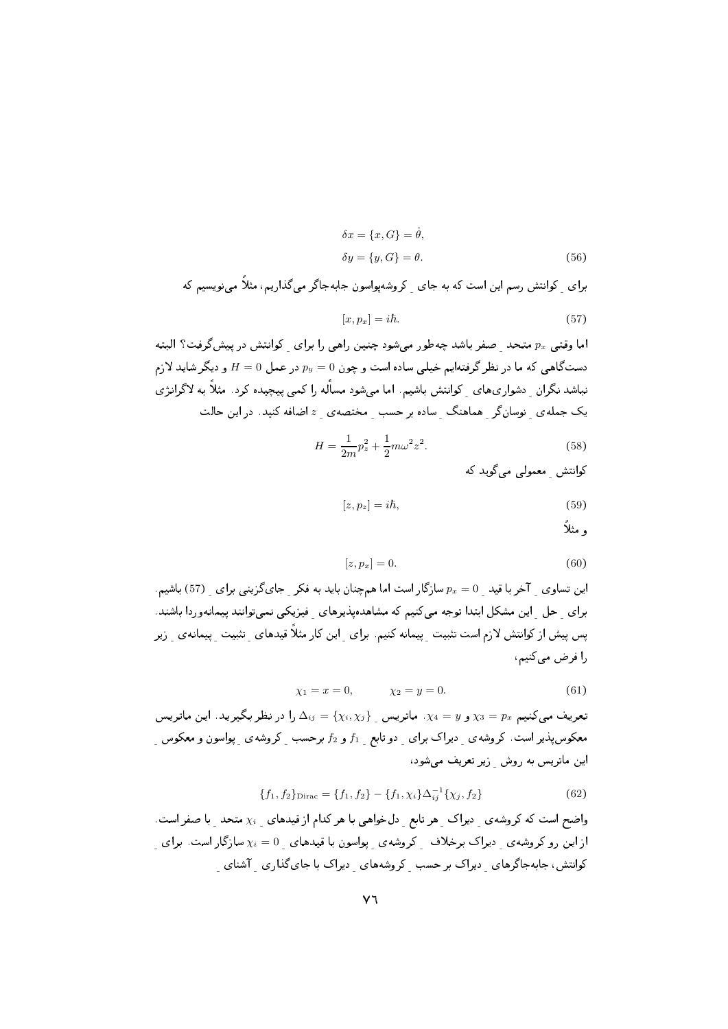$$\delta x = \{x, G\} = \dot{\theta},$$
$$\delta y = \{y, G\} = \theta. \tag{56}$$

برای ِ کوانتش رسم این است که به جای ِ کروشه‌پواسون جابه‌جاگر می‌گذاریم، مثلاً می‌نویسیم که

$$[x, p_x] = i\hbar. \tag{57}$$

اما وقتی $p_x$ متحد ِ صفر باشد چه‌طور می‌شود چنین راهی را برای ِ کوانتش در پیش‌گرفت؟ البته دست‌گاهی که ما در نظر گرفته‌ایم خیلی ساده است و چون $p_y = 0$ در عمل $H = 0$ و دیگر شاید لازم نباشد نگران ِ دشواری‌های ِ کوانتش باشیم. اما می‌شود مسأله را کمی پیچیده کرد. مثلاً به لاگرانژی یک جمله‌ی ِ نوسان‌گر ِ هماهنگ ِ ساده بر حسب ِ مختصه‌ی ِ $z$ اضافه کنید. در این حالت

$$H = \frac{1}{2m} p_z^2 + \frac{1}{2} m\omega^2 z^2. \tag{58}$$

کوانتش ِ معمولی می‌گوید که

$$[z, p_z] = i\hbar, \tag{59}$$

و مثلاً

$$[z, p_x] = 0. \tag{60}$$

این تساوی ِ آخر با قید ِ $p_x = 0$ سازگار است اما هم‌چنان باید به فکر ِ جای‌گزینی برای ِ (57) باشیم. برای ِ حل ِ این مشکل ابتدا توجه می‌کنیم که مشاهده‌پذیرهای ِ فیزیکی نمی‌توانند پیمانه‌وردا باشند. پس پیش از کوانتش لازم است تثبیت ِ پیمانه کنیم. برای ِ این کار مثلاً قیدهای ِ تثبیت ِ پیمانه‌ی ِ زیر را فرض می‌کنیم،

$$\chi_1 = x = 0, \qquad \chi_2 = y = 0. \tag{61}$$

تعریف می‌کنیم $\chi_3 = p_x$ و $\chi_4 = y$. ماتریس ِ $\Delta_{ij} = \{\chi_i, \chi_j\}$ را در نظر بگیرید. این ماتریس معکوس‌پذیر است. کروشه‌ی ِ دیراک برای ِ دو تابع ِ $f_1$ و $f_2$ برحسب ِ کروشه‌ی ِ پواسون و معکوس ِ این ماتریس به روش ِ زیر تعریف می‌شود،

$$\{f_1, f_2\}_{\rm Dirac} = \{f_1, f_2\} - \{f_1, \chi_i\}\Delta^{-1}_{ij}\{\chi_j, f_2\} \tag{62}$$

واضح است که کروشه‌ی ِ دیراک ِ هر تابع ِ دل‌خواهی با هر کدام از قیدهای ِ $\chi_i$ متحد ِ با صفر است. از این رو کروشه‌ی ِ دیراک برخلاف ِ کروشه‌ی ِ پواسون با قیدهای ِ $\chi_i = 0$ سازگار است. برای ِ کوانتش، جابه‌جاگرهای ِ دیراک بر حسب ِ کروشه‌های ِ دیراک با جای‌گذاری ِ آشنای ِ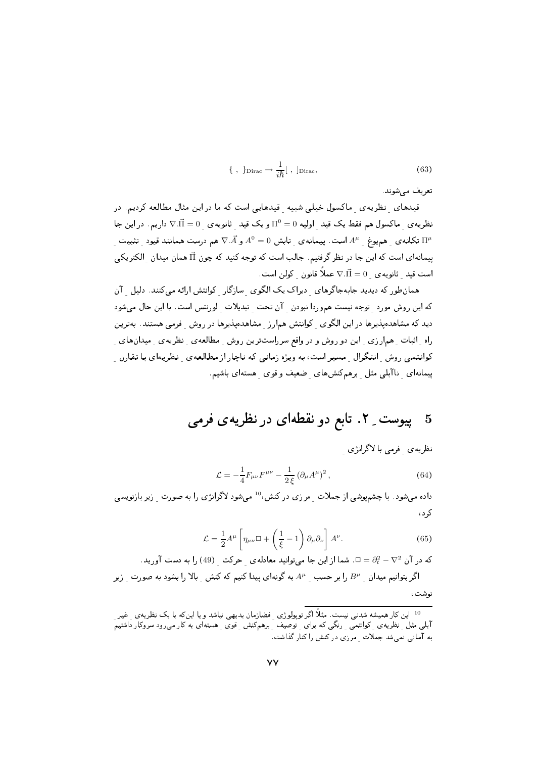$$\{\ ,\ \}_{\text{Dirac}} \to \frac{1}{i\hbar}[\ ,\ ]_{\text{Dirac}}, \tag{63}$$

تعریف می‌شوند.

قیدهای ِ نظریه‌ی ِ ماکسول خیلی شبیه ِ قیدهایی است که ما در این مثال مطالعه کردیم. در نظریه‌ی ِ ماکسول هم فقط یک قید ِ اولیه $\Pi^0 = 0$ و یک قید ِ ثانویه‌ی ِ $\nabla.\vec{\Pi} = 0$ داریم. در این جا $\Pi^\mu$ تکانه‌ی ِ همیوغ ِ $A^\mu$ است. پیمانه‌ی ِ تابش $A^0 = 0$ و $\nabla.\vec{A}$ هم درست همانند قیود ِ تثبیت ِ پیمانه‌ای است که این جا در نظر گرفتیم. جالب است که توجه کنید که چون $\vec{\Pi}$ همان میدان ِ الکتریکی است قید ِ ثانویه‌ی ِ $\nabla.\vec{\Pi} = 0$ عملاً قانون ِ کولن است.

همان‌طور که دیدید جابه‌جاگرهای ِ دیراک یک الگوی ِ سازگار ِ کوانتش ارائه می‌کنند. دلیل ِ آن که این روش مورد ِ توجه نیست هموردا نبودن ِ آن تحت ِ تبدیلات ِ لورنتس است. با این حال می‌شود دید که مشاهده‌پذیرها در این الگوی ِ کوانتش هم‌ارز ِ مشاهده‌پذیرها در روش ِ فرمی هستند. به‌ترین راه ِ اثبات ِ هم‌ارزی ِ این دو روش و در واقع سرراست‌ترین روش ِ مطالعه‌ی ِ نظریه‌ی ِ میدان‌های ِ کوانتمی روش ِ انتگرال ِ مسیر است، به ویژه زمانی که ناچار از مطالعه‌ی ِ نظریه‌ای با تقارن ِ پیمانه‌ای ِ ناآبلی مثل ِ برهم‌کنش‌های ِ ضعیف و قوی ِ هسته‌ای باشیم.

# 5 پیوست ِ ۲. تابع دو نقطه‌ای در نظریه‌ی فرمی

نظریه‌ی ِ فرمی با لاگرانژی ِ

$$\mathcal{L} = -\frac{1}{4}F_{\mu\nu}F^{\mu\nu} - \frac{1}{2\,\xi}\left(\partial_\mu A^\mu\right)^2, \tag{64}$$

داده می‌شود. با چشم‌پوشی از جملات ِ مرزی در کنش،[10] می‌شود لاگرانژی را به صورت ِ زیر بازنویسی کرد،

$$\mathcal{L} = \frac{1}{2}A^\mu\left[\eta_{\mu\nu}\Box + \left(\frac{1}{\xi} - 1\right)\partial_\mu\partial_\nu\right]A^\nu. \tag{65}$$

که در آن $\Box = \partial_t^2 - \nabla^2$. شما از این جا می‌توانید معادله‌ی ِ حرکت ِ (49) را به دست آورید.

اگر بتوانیم میدان ِ $B^\mu$ را بر حسب ِ $A^\mu$ به گونه‌ای پیدا کنیم که کنش ِ بالا را بشود به صورت ِ زیر نوشت،

---

[10] این کار همیشه شدنی نیست. مثلاً اگر توپولوژی ِ فضازمان بدیهی نباشد و یا این‌که با یک نظریه‌ی ِ غیر ِ آبلی مثل ِ نظریه‌ی ِ کوانتمی ِ رنگی که برای ِ توصیف ِ برهم‌کنش ِ قوی ِ هسته‌ای به کار می‌رود سروکار داشتیم به آسانی نمی‌شد جملات ِ مرزی در کنش را کنار گذاشت.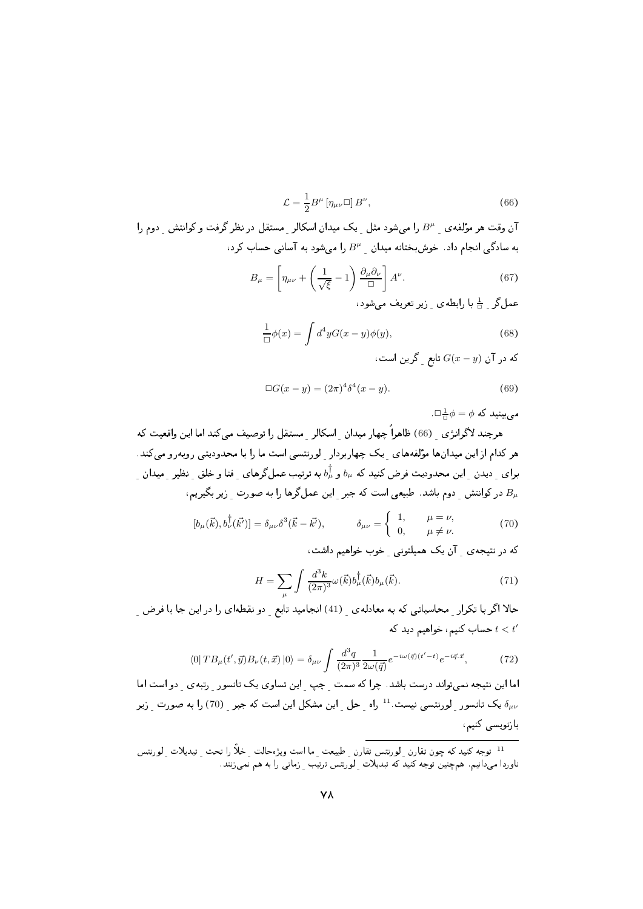$$\mathcal{L} = \frac{1}{2} B^\mu \left[\eta_{\mu\nu} \Box\right] B^\nu, \tag{66}$$

آن وقت هر مؤلفه‌ی ِ $B^\mu$ را می‌شود مثل ِ یک میدان اسکالر ِ مستقل در نظر گرفت و کوانتش ِ دوم را به سادگی انجام داد. خوش‌بختانه میدان ِ $B^\mu$ را می‌شود به آسانی حساب کرد،

$$B_\mu = \left[\eta_{\mu\nu} + \left(\frac{1}{\sqrt{\xi}} - 1\right) \frac{\partial_\mu \partial_\nu}{\Box}\right] A^\nu. \tag{67}$$

عمل‌گر ِ $\frac{1}{\Box}$ با رابطه‌ی ِ زیر تعریف می‌شود،

$$\frac{1}{\Box}\phi(x) = \int d^4y G(x-y)\phi(y), \tag{68}$$

که در آن $G(x-y)$ تابع ِ گرین است،

$$\Box G(x-y) = (2\pi)^4 \delta^4(x-y). \tag{69}$$

می‌بینید که $\Box\frac{1}{\Box}\phi = \phi$.

هرچند لاگرانژی ِ (66) ظاهراً چهار میدان ِ اسکالر ِ مستقل را توصیف می‌کند اما این واقعیت که هر کدام از این میدان‌ها مؤلفه‌های ِ یک چهاربردار ِ لورنتسی است ما را با محدودیتی روبه‌رو می‌کند. برای ِ دیدن ِ این محدودیت فرض کنید که $b_\mu$ و $b_\mu^\dagger$ به ترتیب عمل‌گرهای ِ فنا و خلق ِ نظیر ِ میدان ِ $B_\mu$ در کوانتش ِ دوم باشد. طبیعی است که جبر ِ این عمل‌گرها را به صورت ِ زیر بگیریم،

$$[b_\mu(\vec{k}), b_\nu^\dagger(\vec{k'})] = \delta_{\mu\nu}\delta^3(\vec{k}-\vec{k'}), \qquad \delta_{\mu\nu} = \begin{cases} 1, & \mu = \nu, \\ 0, & \mu \neq \nu. \end{cases} \tag{70}$$

که در نتیجه‌ی ِ آن یک همیلتونی ِ خوب خواهیم داشت،

$$H = \sum_\mu \int \frac{d^3k}{(2\pi)^3} \omega(\vec{k}) b_\mu^\dagger(\vec{k}) b_\mu(\vec{k}). \tag{71}$$

حالا اگر با تکرار ِ محاسباتی که به معادله‌ی ِ (41) انجامید تابع ِ دو نقطه‌ای را در این جا با فرض ِ $t < t'$ حساب کنیم، خواهیم دید که

$$\langle 0| TB_\mu(t', \vec{y}) B_\nu(t, \vec{x}) |0\rangle = \delta_{\mu\nu} \int \frac{d^3q}{(2\pi)^3} \frac{1}{2\omega(\vec{q})} e^{-i\omega(\vec{q})(t'-t)} e^{-i\vec{q}.\vec{x}}, \tag{72}$$

اما این نتیجه نمی‌تواند درست باشد. چرا که سمت ِ چپ ِ این تساوی یک تانسور ِ رتبه‌ی ِ دو است اما $\delta_{\mu\nu}$ یک تانسور ِ لورنتسی نیست.[11] راه ِ حل ِ این مشکل این است که جبر ِ (70) را به صورت ِ زیر بازنویسی کنیم،

---

[11] توجه کنید که چون تقارن ِ لورنتس تقارن ِ طبیعت ِ ما است ویژه‌حالت ِ خلأ را تحت ِ تبدیلات ِ لورنتس ناوردا می‌دانیم. همچنین توجه کنید که تبدیلات ِ لورنتس ترتیب ِ زمانی را به هم نمی‌زنند.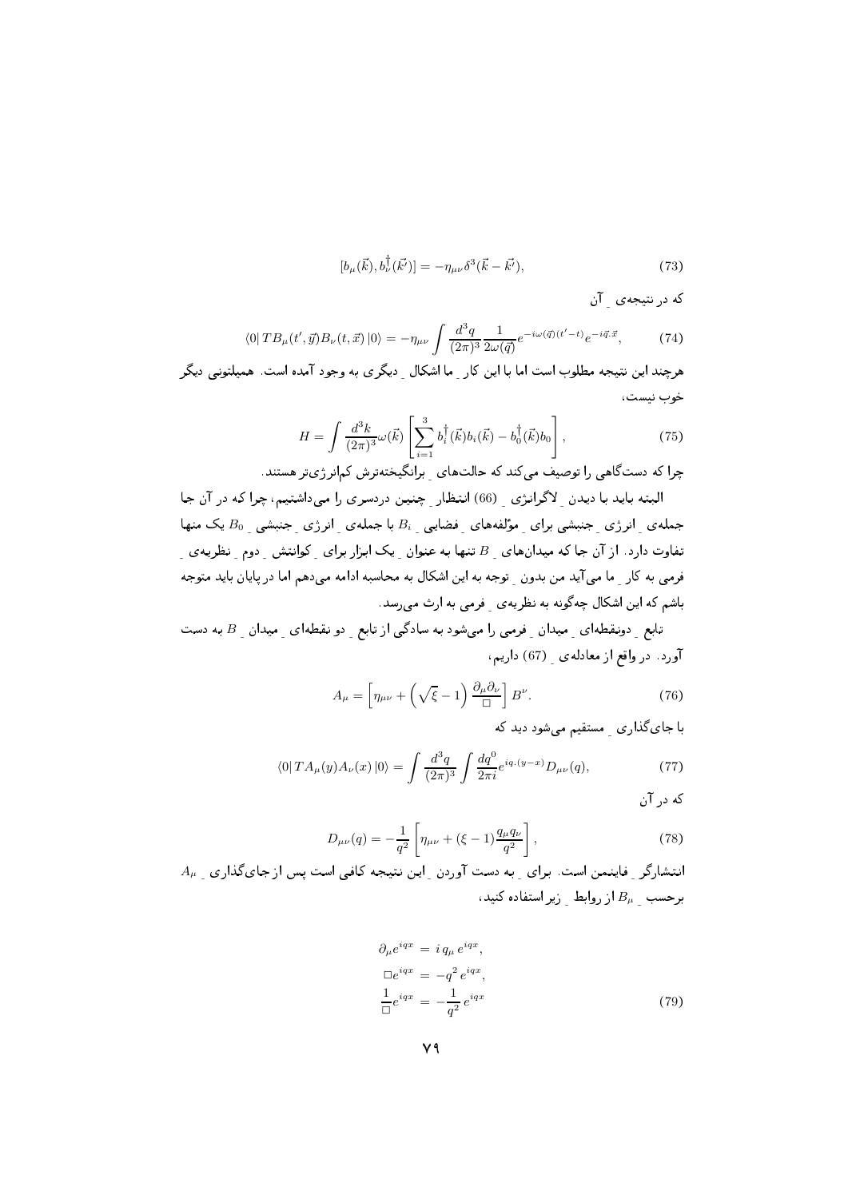$$[b_\mu(\vec{k}), b_\nu^\dagger(\vec{k'})] = -\eta_{\mu\nu}\delta^3(\vec{k}-\vec{k'}), \tag{73}$$

که در نتیجه‌ی ِ آن

$$\langle 0|\, TB_\mu(t',\vec{y})B_\nu(t,\vec{x})\,|0\rangle = -\eta_{\mu\nu}\int \frac{d^3q}{(2\pi)^3}\frac{1}{2\omega(\vec{q})}e^{-i\omega(\vec{q})(t'-t)}e^{-i\vec{q}.\vec{x}}, \tag{74}$$

هرچند این نتیجه مطلوب است اما با این کار ِ ما اشکال ِ دیگری به وجود آمده است. همیلتونی دیگر خوب نیست،

$$H = \int \frac{d^3k}{(2\pi)^3}\omega(\vec{k})\left[\sum_{i=1}^{3} b_i^\dagger(\vec{k})b_i(\vec{k}) - b_0^\dagger(\vec{k})b_0\right], \tag{75}$$

چرا که دستگاهی را توصیف می‌کند که حالت‌های ِ برانگیخته‌ترش کم‌انرژی‌تر هستند.

البته باید با دیدن ِ لاگرانژی ِ (66) انتظار ِ چنین دردسری را می‌داشتیم، چرا که در آن جا جمله‌ی ِ انرژی ِ جنبشی برای ِ مؤلفه‌های ِ فضایی ِ $B_i$ با جمله‌ی ِ انرژی ِ جنبشی ِ $B_0$ یک منها تفاوت دارد. از آن جا که میدان‌های ِ $B$ تنها به عنوان ِ یک ابزار برای ِ کوانتش ِ دوم ِ نظریه‌ی ِ فرمی به کار ِ ما می‌آید من بدون ِ توجه به این اشکال به محاسبه ادامه می‌دهم اما در پایان باید متوجه باشم که این اشکال چه‌گونه به نظریه‌ی ِ فرمی به ارث می‌رسد.

تابع ِ دونقطه‌ای ِ میدان ِ فرمی را می‌شود به سادگی از تابع ِ دو نقطه‌ای ِ میدان ِ $B$ به دست آورد. در واقع از معادله‌ی ِ (67) داریم،

$$A_\mu = \left[\eta_{\mu\nu} + \left(\sqrt{\xi}-1\right)\frac{\partial_\mu\partial_\nu}{\Box}\right]B^\nu. \tag{76}$$

با جای‌گذاری ِ مستقیم می‌شود دید که

$$\langle 0|\, TA_\mu(y)A_\nu(x)\,|0\rangle = \int \frac{d^3q}{(2\pi)^3}\int \frac{dq^0}{2\pi i}e^{iq.(y-x)}D_{\mu\nu}(q), \tag{77}$$

که در آن

$$D_{\mu\nu}(q) = -\frac{1}{q^2}\left[\eta_{\mu\nu} + (\xi-1)\frac{q_\mu q_\nu}{q^2}\right], \tag{78}$$

انتشارگر ِ فاینمن است. برای ِ به دست آوردن ِ این نتیجه کافی است پس از جای‌گذاری ِ $A_\mu$ برحسب ِ $B_\mu$ از روابط ِ زیر استفاده کنید،

$$\begin{aligned}
\partial_\mu e^{iqx} &= i\, q_\mu\, e^{iqx},\\
\Box e^{iqx} &= -q^2\, e^{iqx},\\
\frac{1}{\Box}e^{iqx} &= -\frac{1}{q^2}\, e^{iqx}
\end{aligned} \tag{79}$$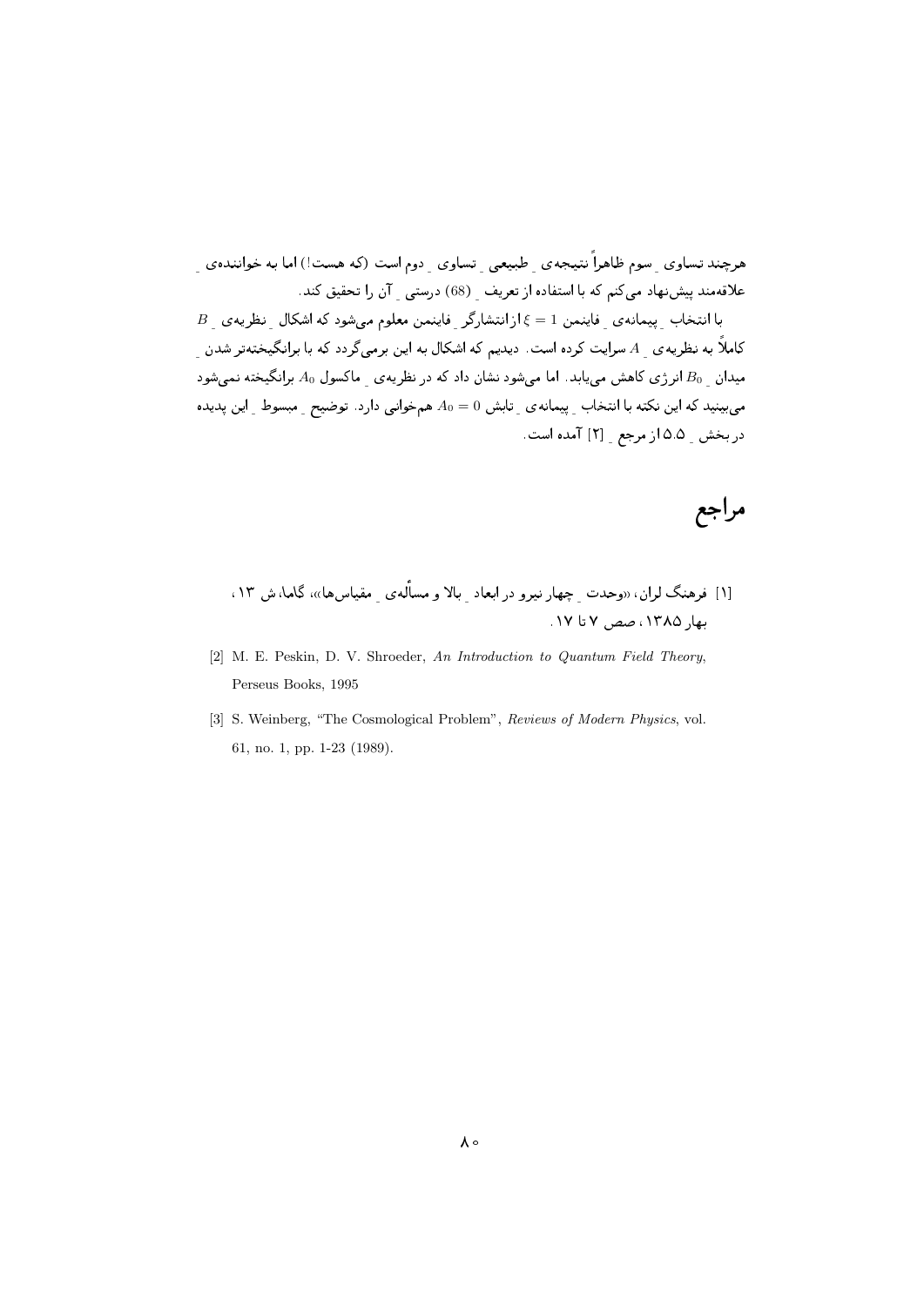هرچند تساوی ِ سوم ظاهراً نتیجه‌ی ِ طبیعی ِ تساوی ِ دوم است (که هست!) اما به خواننده‌ی ِ علاقه‌مند پیش‌نهاد می‌کنم که با استفاده از تعریف ِ (68) درستی ِ آن را تحقیق کند.

با انتخاب ِ پیمانه‌ی ِ فاینمن $\xi = 1$ از انتشارگر ِ فاینمن معلوم می‌شود که اشکال ِ نظریه‌ی ِ $B$ کاملاً به نظریه‌ی ِ $A$ سرایت کرده است. دیدیم که اشکال به این برمی‌گردد که با برانگیخته‌تر شدن ِ میدان ِ $B_0$ انرژی کاهش می‌یابد. اما می‌شود نشان داد که در نظریه‌ی ِ ماکسول $A_0$ برانگیخته نمی‌شود می‌بینید که این نکته با انتخاب ِ پیمانه‌ی ِ تابش $A_0 = 0$ هم‌خوانی دارد. توضیح ِ مبسوط ِ این پدیده در بخش ِ ۵.۵ از مرجع ِ [۲] آمده است.

# مراجع

[۱] فرهنگ لران، «وحدت ِ چهار نیرو در ابعاد ِ بالا و مسأله‌ی ِ مقیاس‌ها»، گاما، ش ۱۳، بهار ۱۳۸۵، صص ۷ تا ۱۷.

[2] M. E. Peskin, D. V. Shroeder, *An Introduction to Quantum Field Theory*, Perseus Books, 1995

[3] S. Weinberg, "The Cosmological Problem", *Reviews of Modern Physics*, vol. 61, no. 1, pp. 1-23 (1989).